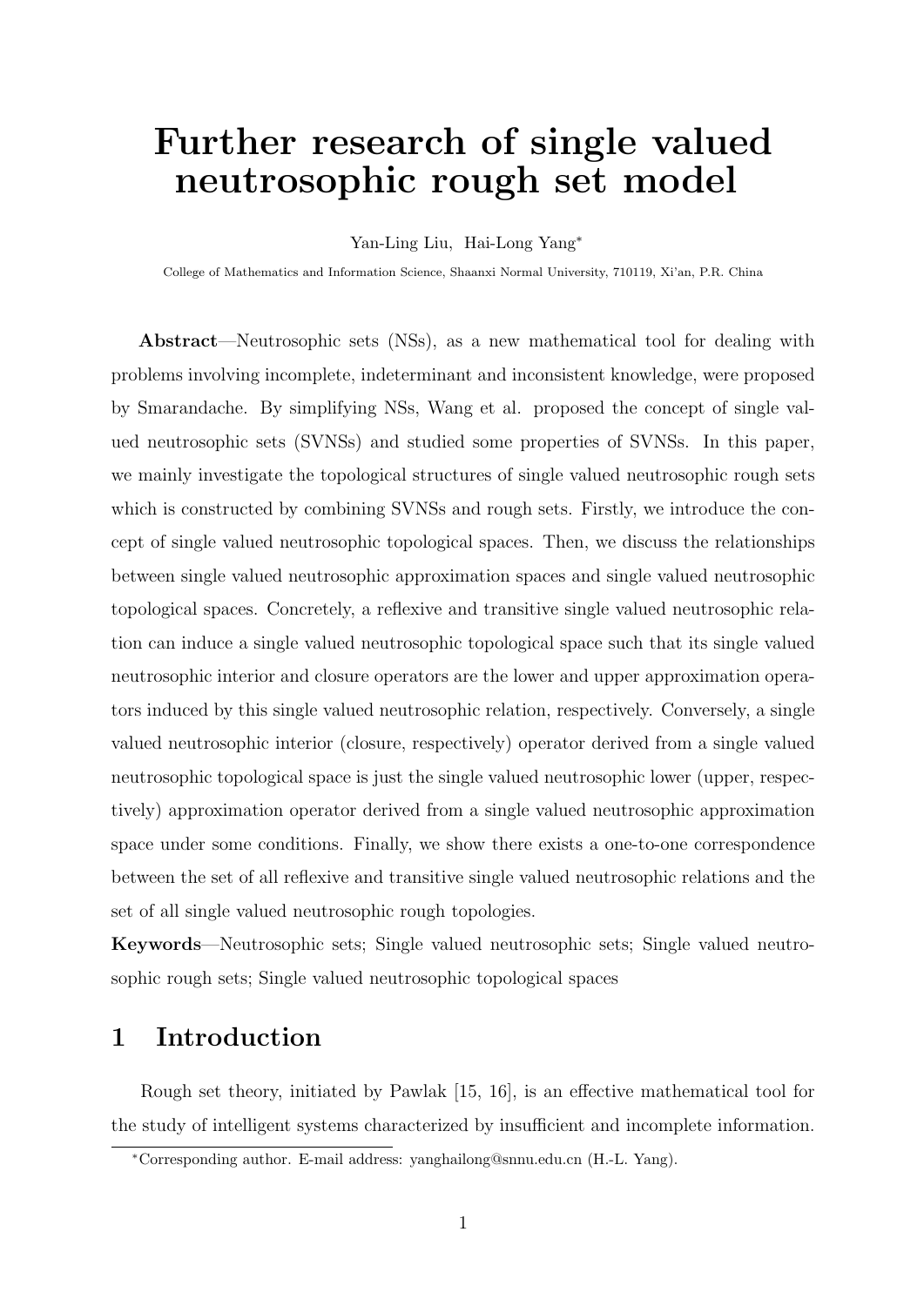# Further research of single valued neutrosophic rough set model

Yan-Ling Liu, Hai-Long Yang*

College of Mathematics and Information Science, Shaanxi Normal University, 710119, Xi'an, P.R. China

**Abstract**—Neutrosophic sets (NSs), as a new mathematical tool for dealing with problems involving incomplete, indeterminant and inconsistent knowledge, were proposed by Smarandache. By simplifying NSs, Wang et al. proposed the concept of single valued neutrosophic sets (SVNSs) and studied some properties of SVNSs. In this paper, we mainly investigate the topological structures of single valued neutrosophic rough sets which is constructed by combining SVNSs and rough sets. Firstly, we introduce the concept of single valued neutrosophic topological spaces. Then, we discuss the relationships between single valued neutrosophic approximation spaces and single valued neutrosophic topological spaces. Concretely, a reflexive and transitive single valued neutrosophic relation can induce a single valued neutrosophic topological space such that its single valued neutrosophic interior and closure operators are the lower and upper approximation operators induced by this single valued neutrosophic relation, respectively. Conversely, a single valued neutrosophic interior (closure, respectively) operator derived from a single valued neutrosophic topological space is just the single valued neutrosophic lower (upper, respectively) approximation operator derived from a single valued neutrosophic approximation space under some conditions. Finally, we show there exists a one-to-one correspondence between the set of all reflexive and transitive single valued neutrosophic relations and the set of all single valued neutrosophic rough topologies.

**Keywords**—Neutrosophic sets; Single valued neutrosophic sets; Single valued neutrosophic rough sets; Single valued neutrosophic topological spaces

## 1 Introduction

Rough set theory, initiated by Pawlak [15, 16], is an effective mathematical tool for the study of intelligent systems characterized by insufficient and incomplete information.

*Corresponding author. E-mail address: yanghailong@snnu.edu.cn (H.-L. Yang).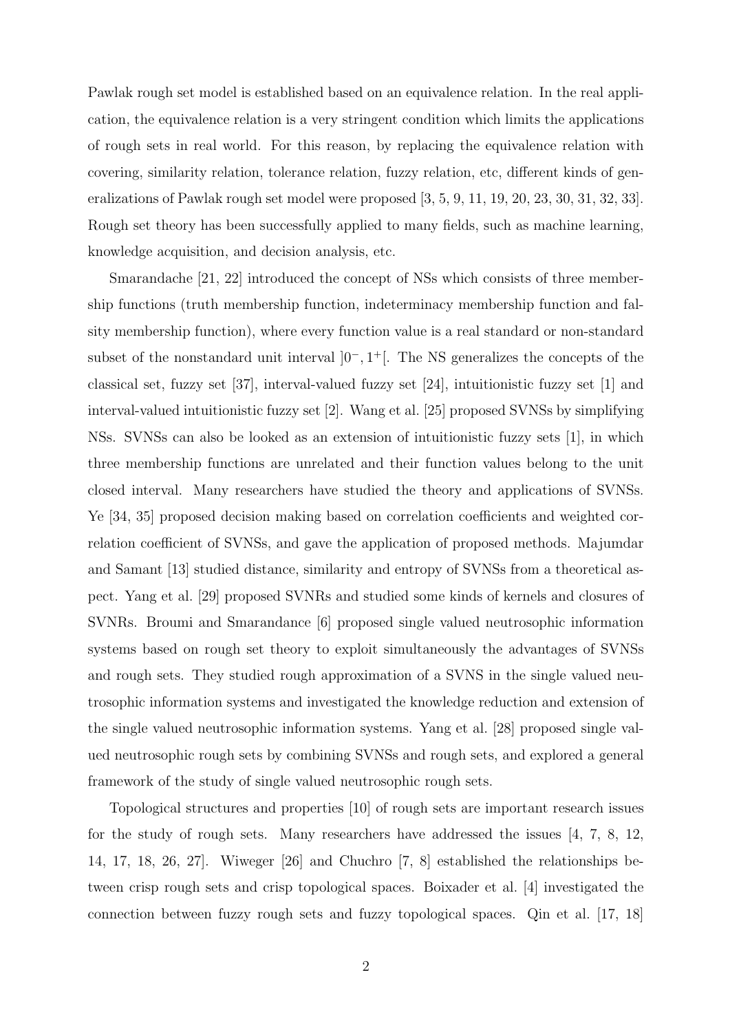Pawlak rough set model is established based on an equivalence relation. In the real application, the equivalence relation is a very stringent condition which limits the applications of rough sets in real world. For this reason, by replacing the equivalence relation with covering, similarity relation, tolerance relation, fuzzy relation, etc, different kinds of generalizations of Pawlak rough set model were proposed [3, 5, 9, 11, 19, 20, 23, 30, 31, 32, 33]. Rough set theory has been successfully applied to many fields, such as machine learning, knowledge acquisition, and decision analysis, etc.

Smarandache [21, 22] introduced the concept of NSs which consists of three membership functions (truth membership function, indeterminacy membership function and falsity membership function), where every function value is a real standard or non-standard subset of the nonstandard unit interval $]0^-, 1^+[$. The NS generalizes the concepts of the classical set, fuzzy set [37], interval-valued fuzzy set [24], intuitionistic fuzzy set [1] and interval-valued intuitionistic fuzzy set [2]. Wang et al. [25] proposed SVNSs by simplifying NSs. SVNSs can also be looked as an extension of intuitionistic fuzzy sets [1], in which three membership functions are unrelated and their function values belong to the unit closed interval. Many researchers have studied the theory and applications of SVNSs. Ye [34, 35] proposed decision making based on correlation coefficients and weighted correlation coefficient of SVNSs, and gave the application of proposed methods. Majumdar and Samant [13] studied distance, similarity and entropy of SVNSs from a theoretical aspect. Yang et al. [29] proposed SVNRs and studied some kinds of kernels and closures of SVNRs. Broumi and Smarandance [6] proposed single valued neutrosophic information systems based on rough set theory to exploit simultaneously the advantages of SVNSs and rough sets. They studied rough approximation of a SVNS in the single valued neutrosophic information systems and investigated the knowledge reduction and extension of the single valued neutrosophic information systems. Yang et al. [28] proposed single valued neutrosophic rough sets by combining SVNSs and rough sets, and explored a general framework of the study of single valued neutrosophic rough sets.

Topological structures and properties [10] of rough sets are important research issues for the study of rough sets. Many researchers have addressed the issues [4, 7, 8, 12, 14, 17, 18, 26, 27]. Wiweger [26] and Chuchro [7, 8] established the relationships between crisp rough sets and crisp topological spaces. Boixader et al. [4] investigated the connection between fuzzy rough sets and fuzzy topological spaces. Qin et al. [17, 18]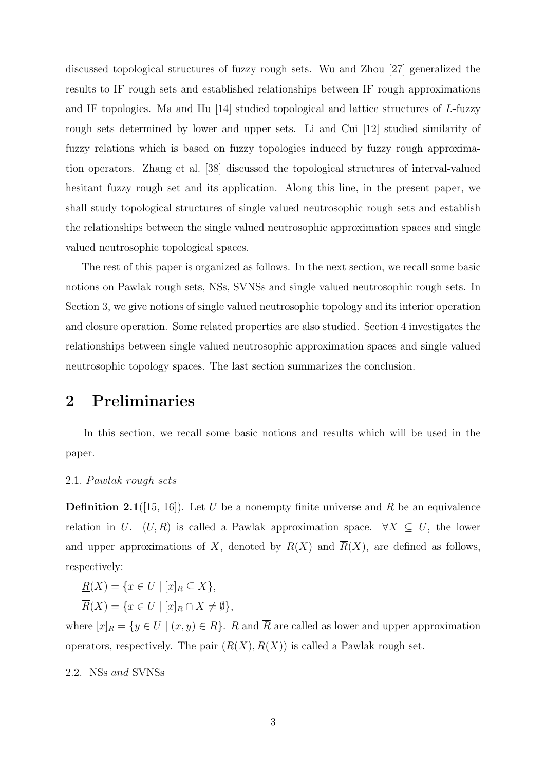discussed topological structures of fuzzy rough sets. Wu and Zhou [27] generalized the results to IF rough sets and established relationships between IF rough approximations and IF topologies. Ma and Hu [14] studied topological and lattice structures of $L$-fuzzy rough sets determined by lower and upper sets. Li and Cui [12] studied similarity of fuzzy relations which is based on fuzzy topologies induced by fuzzy rough approximation operators. Zhang et al. [38] discussed the topological structures of interval-valued hesitant fuzzy rough set and its application. Along this line, in the present paper, we shall study topological structures of single valued neutrosophic rough sets and establish the relationships between the single valued neutrosophic approximation spaces and single valued neutrosophic topological spaces.

The rest of this paper is organized as follows. In the next section, we recall some basic notions on Pawlak rough sets, NSs, SVNSs and single valued neutrosophic rough sets. In Section 3, we give notions of single valued neutrosophic topology and its interior operation and closure operation. Some related properties are also studied. Section 4 investigates the relationships between single valued neutrosophic approximation spaces and single valued neutrosophic topology spaces. The last section summarizes the conclusion.

# 2 Preliminaries

In this section, we recall some basic notions and results which will be used in the paper.

2.1. *Pawlak rough sets*

**Definition 2.1**([15, 16]). Let $U$ be a nonempty finite universe and $R$ be an equivalence relation in $U$. $(U, R)$ is called a Pawlak approximation space. $\forall X \subseteq U$, the lower and upper approximations of $X$, denoted by $\underline{R}(X)$ and $\overline{R}(X)$, are defined as follows, respectively:

$\underline{R}(X) = \{x \in U \mid [x]_R \subseteq X\}$,

$\overline{R}(X) = \{x \in U \mid [x]_R \cap X \neq \emptyset\}$,

where $[x]_R = \{y \in U \mid (x, y) \in R\}$. $\underline{R}$ and $\overline{R}$ are called as lower and upper approximation operators, respectively. The pair $(\underline{R}(X), \overline{R}(X))$ is called a Pawlak rough set.

2.2. NSs *and* SVNSs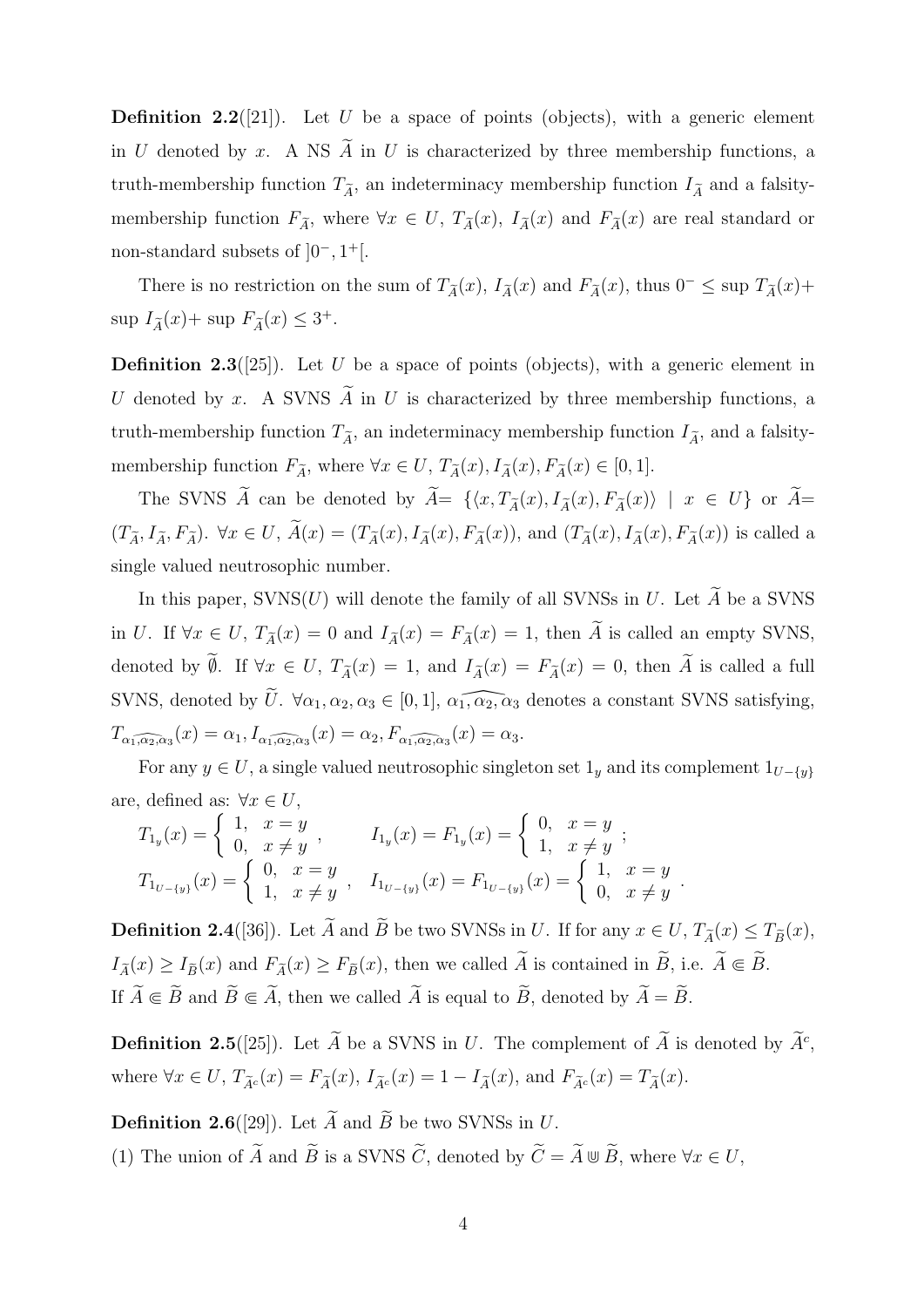**Definition 2.2**([21]). Let $U$ be a space of points (objects), with a generic element in $U$ denoted by $x$. A NS $\widetilde{A}$ in $U$ is characterized by three membership functions, a truth-membership function $T_{\widetilde{A}}$, an indeterminacy membership function $I_{\widetilde{A}}$ and a falsity-membership function $F_{\widetilde{A}}$, where $\forall x \in U$, $T_{\widetilde{A}}(x)$, $I_{\widetilde{A}}(x)$ and $F_{\widetilde{A}}(x)$ are real standard or non-standard subsets of $]0^-, 1^+[$.

There is no restriction on the sum of $T_{\widetilde{A}}(x)$, $I_{\widetilde{A}}(x)$ and $F_{\widetilde{A}}(x)$, thus $0^- \leq \sup T_{\widetilde{A}}(x) + \sup I_{\widetilde{A}}(x) + \sup F_{\widetilde{A}}(x) \leq 3^+$.

**Definition 2.3**([25]). Let $U$ be a space of points (objects), with a generic element in $U$ denoted by $x$. A SVNS $\widetilde{A}$ in $U$ is characterized by three membership functions, a truth-membership function $T_{\widetilde{A}}$, an indeterminacy membership function $I_{\widetilde{A}}$, and a falsity-membership function $F_{\widetilde{A}}$, where $\forall x \in U$, $T_{\widetilde{A}}(x), I_{\widetilde{A}}(x), F_{\widetilde{A}}(x) \in [0,1]$.

The SVNS $\widetilde{A}$ can be denoted by $\widetilde{A} = \{\langle x, T_{\widetilde{A}}(x), I_{\widetilde{A}}(x), F_{\widetilde{A}}(x)\rangle \mid x \in U\}$ or $\widetilde{A} = (T_{\widetilde{A}}, I_{\widetilde{A}}, F_{\widetilde{A}})$. $\forall x \in U$, $\widetilde{A}(x) = (T_{\widetilde{A}}(x), I_{\widetilde{A}}(x), F_{\widetilde{A}}(x))$, and $(T_{\widetilde{A}}(x), I_{\widetilde{A}}(x), F_{\widetilde{A}}(x))$ is called a single valued neutrosophic number.

In this paper, SVNS$(U)$ will denote the family of all SVNSs in $U$. Let $\widetilde{A}$ be a SVNS in $U$. If $\forall x \in U$, $T_{\widetilde{A}}(x) = 0$ and $I_{\widetilde{A}}(x) = F_{\widetilde{A}}(x) = 1$, then $\widetilde{A}$ is called an empty SVNS, denoted by $\widetilde{\emptyset}$. If $\forall x \in U$, $T_{\widetilde{A}}(x) = 1$, and $I_{\widetilde{A}}(x) = F_{\widetilde{A}}(x) = 0$, then $\widetilde{A}$ is called a full SVNS, denoted by $\widetilde{U}$. $\forall \alpha_1, \alpha_2, \alpha_3 \in [0,1]$, $\widehat{\alpha_1, \alpha_2, \alpha_3}$ denotes a constant SVNS satisfying, $T_{\widehat{\alpha_1, \alpha_2, \alpha_3}}(x) = \alpha_1, I_{\widehat{\alpha_1, \alpha_2, \alpha_3}}(x) = \alpha_2, F_{\widehat{\alpha_1, \alpha_2, \alpha_3}}(x) = \alpha_3$.

For any $y \in U$, a single valued neutrosophic singleton set $1_y$ and its complement $1_{U-\{y\}}$ are, defined as: $\forall x \in U$,

$$T_{1_y}(x) = \begin{cases} 1, & x = y \\ 0, & x \neq y \end{cases}, \qquad I_{1_y}(x) = F_{1_y}(x) = \begin{cases} 0, & x = y \\ 1, & x \neq y \end{cases};$$

$$T_{1_{U-\{y\}}}(x) = \begin{cases} 0, & x = y \\ 1, & x \neq y \end{cases}, \quad I_{1_{U-\{y\}}}(x) = F_{1_{U-\{y\}}}(x) = \begin{cases} 1, & x = y \\ 0, & x \neq y \end{cases}.$$

**Definition 2.4**([36]). Let $\widetilde{A}$ and $\widetilde{B}$ be two SVNSs in $U$. If for any $x \in U$, $T_{\widetilde{A}}(x) \leq T_{\widetilde{B}}(x)$, $I_{\widetilde{A}}(x) \geq I_{\widetilde{B}}(x)$ and $F_{\widetilde{A}}(x) \geq F_{\widetilde{B}}(x)$, then we called $\widetilde{A}$ is contained in $\widetilde{B}$, i.e. $\widetilde{A} \Subset \widetilde{B}$. If $\widetilde{A} \Subset \widetilde{B}$ and $\widetilde{B} \Subset \widetilde{A}$, then we called $\widetilde{A}$ is equal to $\widetilde{B}$, denoted by $\widetilde{A} = \widetilde{B}$.

**Definition 2.5**([25]). Let $\widetilde{A}$ be a SVNS in $U$. The complement of $\widetilde{A}$ is denoted by $\widetilde{A}^c$, where $\forall x \in U$, $T_{\widetilde{A}^c}(x) = F_{\widetilde{A}}(x)$, $I_{\widetilde{A}^c}(x) = 1 - I_{\widetilde{A}}(x)$, and $F_{\widetilde{A}^c}(x) = T_{\widetilde{A}}(x)$.

**Definition 2.6**([29]). Let $\widetilde{A}$ and $\widetilde{B}$ be two SVNSs in $U$.

(1) The union of $\widetilde{A}$ and $\widetilde{B}$ is a SVNS $\widetilde{C}$, denoted by $\widetilde{C} = \widetilde{A} \Cup \widetilde{B}$, where $\forall x \in U$,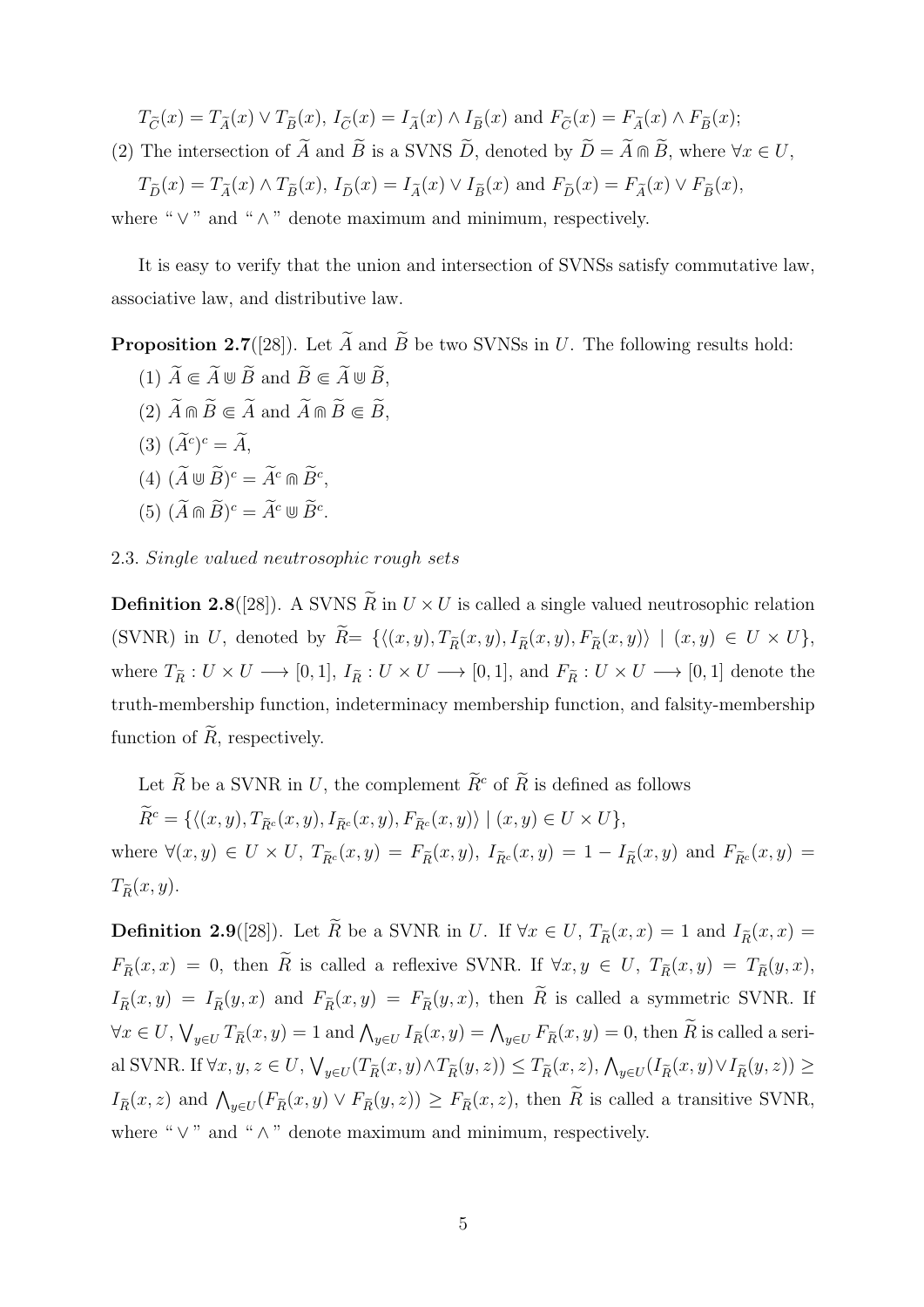$T_{\widetilde{C}}(x) = T_{\widetilde{A}}(x) \vee T_{\widetilde{B}}(x)$, $I_{\widetilde{C}}(x) = I_{\widetilde{A}}(x) \wedge I_{\widetilde{B}}(x)$ and $F_{\widetilde{C}}(x) = F_{\widetilde{A}}(x) \wedge F_{\widetilde{B}}(x)$;

(2) The intersection of $\widetilde{A}$ and $\widetilde{B}$ is a SVNS $\widetilde{D}$, denoted by $\widetilde{D} = \widetilde{A} \Cap \widetilde{B}$, where $\forall x \in U$,

$T_{\widetilde{D}}(x) = T_{\widetilde{A}}(x) \wedge T_{\widetilde{B}}(x)$, $I_{\widetilde{D}}(x) = I_{\widetilde{A}}(x) \vee I_{\widetilde{B}}(x)$ and $F_{\widetilde{D}}(x) = F_{\widetilde{A}}(x) \vee F_{\widetilde{B}}(x)$,

where " $\vee$ " and " $\wedge$ " denote maximum and minimum, respectively.

It is easy to verify that the union and intersection of SVNSs satisfy commutative law, associative law, and distributive law.

**Proposition 2.7**([28]). Let $\widetilde{A}$ and $\widetilde{B}$ be two SVNSs in $U$. The following results hold:

(1) $\widetilde{A} \Subset \widetilde{A} \Cup \widetilde{B}$ and $\widetilde{B} \Subset \widetilde{A} \Cup \widetilde{B}$,

(2) $\widetilde{A} \Cap \widetilde{B} \Subset \widetilde{A}$ and $\widetilde{A} \Cap \widetilde{B} \Subset \widetilde{B}$,

(3) $(\widetilde{A}^c)^c = \widetilde{A}$,

(4) $(\widetilde{A} \Cup \widetilde{B})^c = \widetilde{A}^c \Cap \widetilde{B}^c$,

(5) $(\widetilde{A} \Cap \widetilde{B})^c = \widetilde{A}^c \Cup \widetilde{B}^c$.

2.3. *Single valued neutrosophic rough sets*

**Definition 2.8**([28]). A SVNS $\widetilde{R}$ in $U \times U$ is called a single valued neutrosophic relation (SVNR) in $U$, denoted by $\widetilde{R} = \{\langle (x,y), T_{\widetilde{R}}(x,y), I_{\widetilde{R}}(x,y), F_{\widetilde{R}}(x,y)\rangle \mid (x,y) \in U \times U\}$, where $T_{\widetilde{R}} : U \times U \longrightarrow [0,1]$, $I_{\widetilde{R}} : U \times U \longrightarrow [0,1]$, and $F_{\widetilde{R}} : U \times U \longrightarrow [0,1]$ denote the truth-membership function, indeterminacy membership function, and falsity-membership function of $\widetilde{R}$, respectively.

Let $\widetilde{R}$ be a SVNR in $U$, the complement $\widetilde{R}^c$ of $\widetilde{R}$ is defined as follows

$\widetilde{R}^c = \{\langle (x,y), T_{\widetilde{R}^c}(x,y), I_{\widetilde{R}^c}(x,y), F_{\widetilde{R}^c}(x,y)\rangle \mid (x,y) \in U \times U\}$,

where $\forall (x,y) \in U \times U$, $T_{\widetilde{R}^c}(x,y) = F_{\widetilde{R}}(x,y)$, $I_{\widetilde{R}^c}(x,y) = 1 - I_{\widetilde{R}}(x,y)$ and $F_{\widetilde{R}^c}(x,y) = T_{\widetilde{R}}(x,y)$.

**Definition 2.9**([28]). Let $\widetilde{R}$ be a SVNR in $U$. If $\forall x \in U$, $T_{\widetilde{R}}(x,x) = 1$ and $I_{\widetilde{R}}(x,x) = F_{\widetilde{R}}(x,x) = 0$, then $\widetilde{R}$ is called a reflexive SVNR. If $\forall x,y \in U$, $T_{\widetilde{R}}(x,y) = T_{\widetilde{R}}(y,x)$, $I_{\widetilde{R}}(x,y) = I_{\widetilde{R}}(y,x)$ and $F_{\widetilde{R}}(x,y) = F_{\widetilde{R}}(y,x)$, then $\widetilde{R}$ is called a symmetric SVNR. If $\forall x \in U$, $\bigvee_{y \in U} T_{\widetilde{R}}(x,y) = 1$ and $\bigwedge_{y \in U} I_{\widetilde{R}}(x,y) = \bigwedge_{y \in U} F_{\widetilde{R}}(x,y) = 0$, then $\widetilde{R}$ is called a serial SVNR. If $\forall x,y,z \in U$, $\bigvee_{y \in U}(T_{\widetilde{R}}(x,y) \wedge T_{\widetilde{R}}(y,z)) \leq T_{\widetilde{R}}(x,z)$, $\bigwedge_{y \in U}(I_{\widetilde{R}}(x,y) \vee I_{\widetilde{R}}(y,z)) \geq I_{\widetilde{R}}(x,z)$ and $\bigwedge_{y \in U}(F_{\widetilde{R}}(x,y) \vee F_{\widetilde{R}}(y,z)) \geq F_{\widetilde{R}}(x,z)$, then $\widetilde{R}$ is called a transitive SVNR, where " $\vee$ " and " $\wedge$ " denote maximum and minimum, respectively.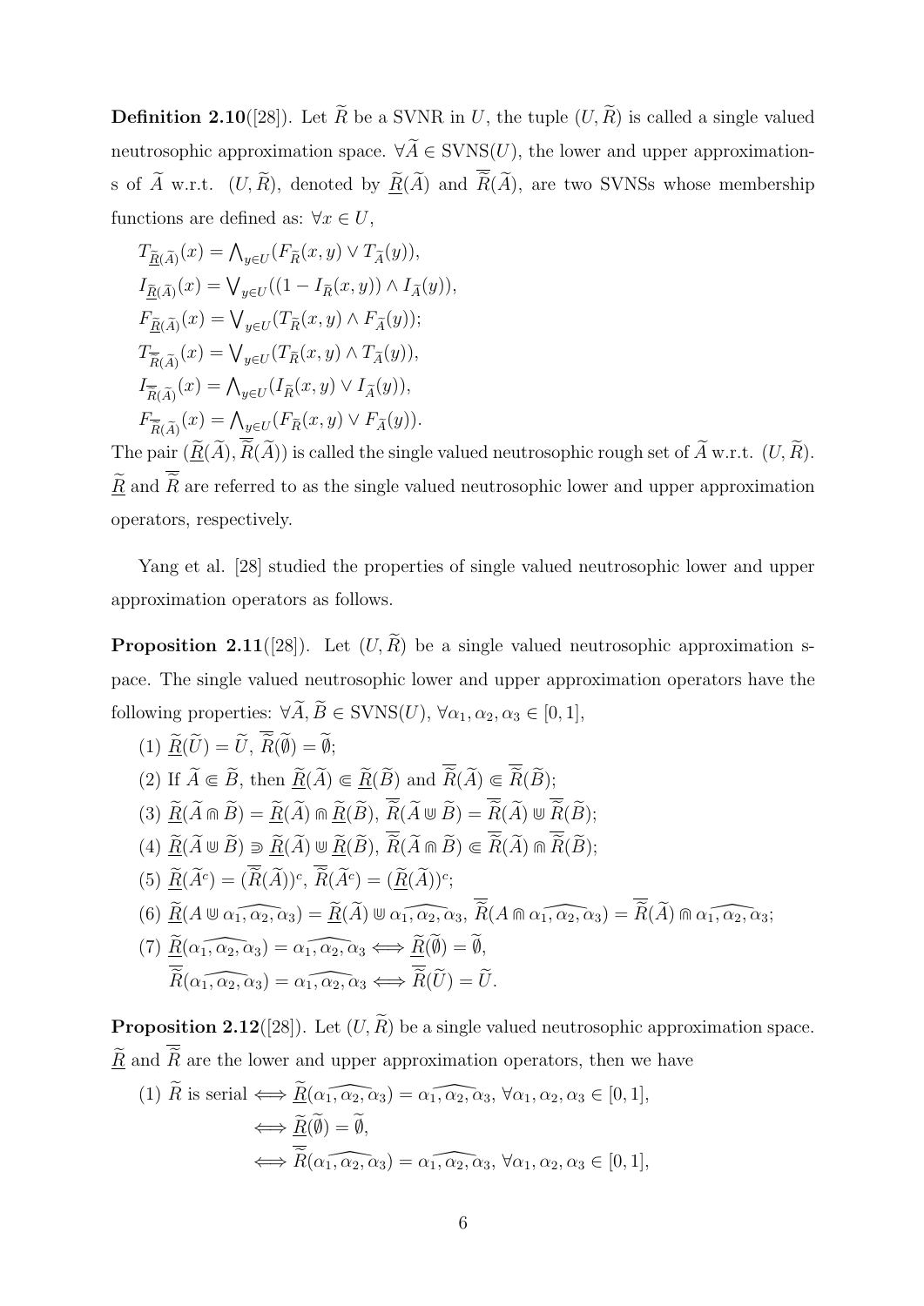**Definition 2.10**([28]). Let $\widetilde{R}$ be a SVNR in $U$, the tuple $(U, \widetilde{R})$ is called a single valued neutrosophic approximation space. $\forall \widetilde{A} \in \text{SVNS}(U)$, the lower and upper approximations of $\widetilde{A}$ w.r.t. $(U, \widetilde{R})$, denoted by $\underline{\widetilde{R}}(\widetilde{A})$ and $\overline{\widetilde{R}}(\widetilde{A})$, are two SVNSs whose membership functions are defined as: $\forall x \in U$,

$$T_{\underline{\widetilde{R}}(\widetilde{A})}(x) = \bigwedge_{y \in U}(F_{\widetilde{R}}(x, y) \vee T_{\widetilde{A}}(y)),$$
$$I_{\underline{\widetilde{R}}(\widetilde{A})}(x) = \bigvee_{y \in U}((1 - I_{\widetilde{R}}(x, y)) \wedge I_{\widetilde{A}}(y)),$$
$$F_{\underline{\widetilde{R}}(\widetilde{A})}(x) = \bigvee_{y \in U}(T_{\widetilde{R}}(x, y) \wedge F_{\widetilde{A}}(y));$$
$$T_{\overline{\widetilde{R}}(\widetilde{A})}(x) = \bigvee_{y \in U}(T_{\widetilde{R}}(x, y) \wedge T_{\widetilde{A}}(y)),$$
$$I_{\overline{\widetilde{R}}(\widetilde{A})}(x) = \bigwedge_{y \in U}(I_{\widetilde{R}}(x, y) \vee I_{\widetilde{A}}(y)),$$
$$F_{\overline{\widetilde{R}}(\widetilde{A})}(x) = \bigwedge_{y \in U}(F_{\widetilde{R}}(x, y) \vee F_{\widetilde{A}}(y)).$$

The pair $(\underline{\widetilde{R}}(\widetilde{A}), \overline{\widetilde{R}}(\widetilde{A}))$ is called the single valued neutrosophic rough set of $\widetilde{A}$ w.r.t. $(U, \widetilde{R})$. $\underline{\widetilde{R}}$ and $\overline{\widetilde{R}}$ are referred to as the single valued neutrosophic lower and upper approximation operators, respectively.

Yang et al. [28] studied the properties of single valued neutrosophic lower and upper approximation operators as follows.

**Proposition 2.11**([28]). Let $(U, \widetilde{R})$ be a single valued neutrosophic approximation space. The single valued neutrosophic lower and upper approximation operators have the following properties: $\forall \widetilde{A}, \widetilde{B} \in \text{SVNS}(U)$, $\forall \alpha_1, \alpha_2, \alpha_3 \in [0, 1]$,

(1) $\underline{\widetilde{R}}(\widetilde{U}) = \widetilde{U}$, $\overline{\widetilde{R}}(\widetilde{\emptyset}) = \widetilde{\emptyset}$;

(2) If $\widetilde{A} \Subset \widetilde{B}$, then $\underline{\widetilde{R}}(\widetilde{A}) \Subset \underline{\widetilde{R}}(\widetilde{B})$ and $\overline{\widetilde{R}}(\widetilde{A}) \Subset \overline{\widetilde{R}}(\widetilde{B})$;

(3) $\underline{\widetilde{R}}(\widetilde{A} \Cap \widetilde{B}) = \underline{\widetilde{R}}(\widetilde{A}) \Cap \underline{\widetilde{R}}(\widetilde{B})$, $\overline{\widetilde{R}}(\widetilde{A} \Cup \widetilde{B}) = \overline{\widetilde{R}}(\widetilde{A}) \Cup \overline{\widetilde{R}}(\widetilde{B})$;

(4) $\underline{\widetilde{R}}(\widetilde{A} \Cup \widetilde{B}) \Supset \underline{\widetilde{R}}(\widetilde{A}) \Cup \underline{\widetilde{R}}(\widetilde{B})$, $\overline{\widetilde{R}}(\widetilde{A} \Cap \widetilde{B}) \Subset \overline{\widetilde{R}}(\widetilde{A}) \Cap \overline{\widetilde{R}}(\widetilde{B})$;

(5) $\underline{\widetilde{R}}(\widetilde{A}^c) = (\overline{\widetilde{R}}(\widetilde{A}))^c$, $\overline{\widetilde{R}}(\widetilde{A}^c) = (\underline{\widetilde{R}}(\widetilde{A}))^c$;

(6) $\underline{\widetilde{R}}(A \Cup \widehat{\alpha_1, \alpha_2, \alpha_3}) = \underline{\widetilde{R}}(\widetilde{A}) \Cup \widehat{\alpha_1, \alpha_2, \alpha_3}$, $\overline{\widetilde{R}}(A \Cap \widehat{\alpha_1, \alpha_2, \alpha_3}) = \overline{\widetilde{R}}(\widetilde{A}) \Cap \widehat{\alpha_1, \alpha_2, \alpha_3}$;

(7) $\underline{\widetilde{R}}(\widehat{\alpha_1, \alpha_2, \alpha_3}) = \widehat{\alpha_1, \alpha_2, \alpha_3} \Longleftrightarrow \underline{\widetilde{R}}(\widetilde{\emptyset}) = \widetilde{\emptyset}$,
$\overline{\widetilde{R}}(\widehat{\alpha_1, \alpha_2, \alpha_3}) = \widehat{\alpha_1, \alpha_2, \alpha_3} \Longleftrightarrow \overline{\widetilde{R}}(\widetilde{U}) = \widetilde{U}$.

**Proposition 2.12**([28]). Let $(U, \widetilde{R})$ be a single valued neutrosophic approximation space. $\underline{\widetilde{R}}$ and $\overline{\widetilde{R}}$ are the lower and upper approximation operators, then we have

(1) $\widetilde{R}$ is serial $\Longleftrightarrow \underline{\widetilde{R}}(\widehat{\alpha_1, \alpha_2, \alpha_3}) = \widehat{\alpha_1, \alpha_2, \alpha_3}$, $\forall \alpha_1, \alpha_2, \alpha_3 \in [0, 1]$,
$\Longleftrightarrow \underline{\widetilde{R}}(\widetilde{\emptyset}) = \widetilde{\emptyset}$,
$\Longleftrightarrow \overline{\widetilde{R}}(\widehat{\alpha_1, \alpha_2, \alpha_3}) = \widehat{\alpha_1, \alpha_2, \alpha_3}$, $\forall \alpha_1, \alpha_2, \alpha_3 \in [0, 1]$,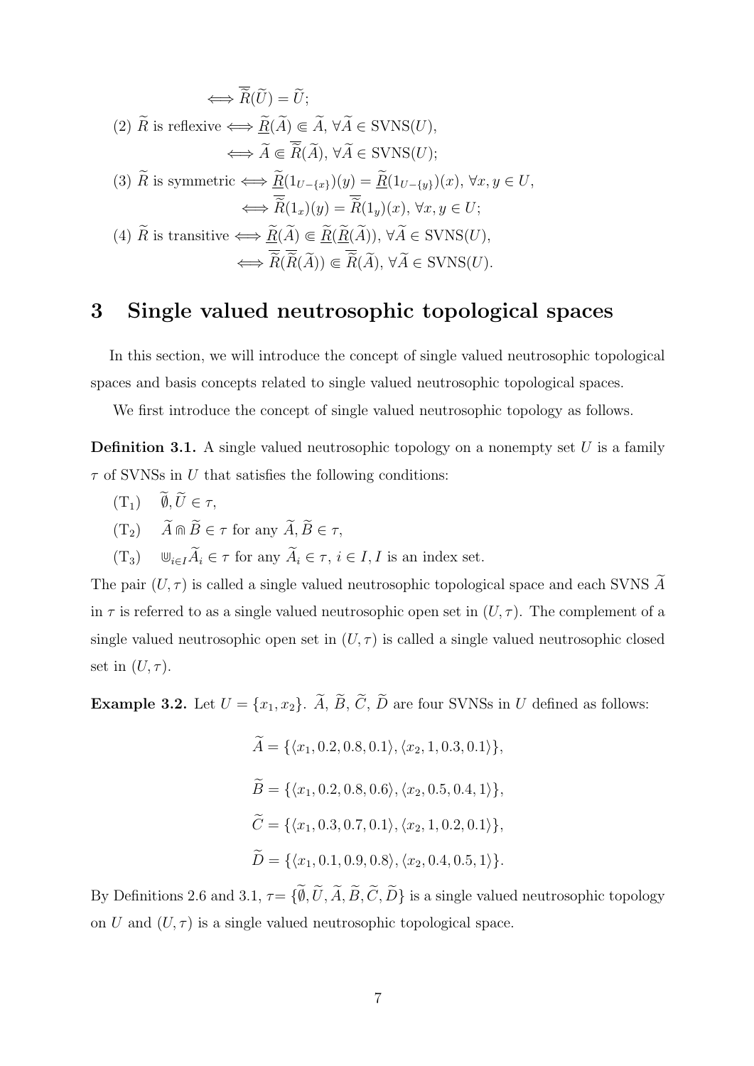$$\Longleftrightarrow \overline{\widetilde{R}}(\widetilde{U}) = \widetilde{U};$$

(2) $\widetilde{R}$ is reflexive $\Longleftrightarrow \underline{\widetilde{R}}(\widetilde{A}) \Subset \widetilde{A}$, $\forall \widetilde{A} \in \text{SVNS}(U)$,

$$\Longleftrightarrow \widetilde{A} \Subset \overline{\widetilde{R}}(\widetilde{A}),\ \forall \widetilde{A} \in \text{SVNS}(U);$$

(3) $\widetilde{R}$ is symmetric $\Longleftrightarrow \underline{\widetilde{R}}(1_{U-\{x\}})(y) = \underline{\widetilde{R}}(1_{U-\{y\}})(x)$, $\forall x, y \in U$,

$$\Longleftrightarrow \overline{\widetilde{R}}(1_x)(y) = \overline{\widetilde{R}}(1_y)(x),\ \forall x, y \in U;$$

(4) $\widetilde{R}$ is transitive $\Longleftrightarrow \underline{\widetilde{R}}(\widetilde{A}) \Subset \underline{\widetilde{R}}(\underline{\widetilde{R}}(\widetilde{A}))$, $\forall \widetilde{A} \in \text{SVNS}(U)$,

$$\Longleftrightarrow \overline{\widetilde{R}}(\overline{\widetilde{R}}(\widetilde{A})) \Subset \overline{\widetilde{R}}(\widetilde{A}),\ \forall \widetilde{A} \in \text{SVNS}(U).$$

## 3 Single valued neutrosophic topological spaces

In this section, we will introduce the concept of single valued neutrosophic topological spaces and basis concepts related to single valued neutrosophic topological spaces.

We first introduce the concept of single valued neutrosophic topology as follows.

**Definition 3.1.** A single valued neutrosophic topology on a nonempty set $U$ is a family $\tau$ of SVNSs in $U$ that satisfies the following conditions:

($T_1$) $\widetilde{\emptyset}, \widetilde{U} \in \tau$,

($T_2$) $\widetilde{A} \Cap \widetilde{B} \in \tau$ for any $\widetilde{A}, \widetilde{B} \in \tau$,

($T_3$) $\Cup_{i\in I}\widetilde{A}_i \in \tau$ for any $\widetilde{A}_i \in \tau$, $i \in I$, $I$ is an index set.

The pair $(U, \tau)$ is called a single valued neutrosophic topological space and each SVNS $\widetilde{A}$ in $\tau$ is referred to as a single valued neutrosophic open set in $(U, \tau)$. The complement of a single valued neutrosophic open set in $(U, \tau)$ is called a single valued neutrosophic closed set in $(U, \tau)$.

**Example 3.2.** Let $U = \{x_1, x_2\}$. $\widetilde{A}$, $\widetilde{B}$, $\widetilde{C}$, $\widetilde{D}$ are four SVNSs in $U$ defined as follows:

$$\widetilde{A} = \{\langle x_1, 0.2, 0.8, 0.1\rangle, \langle x_2, 1, 0.3, 0.1\rangle\},$$

$$\widetilde{B} = \{\langle x_1, 0.2, 0.8, 0.6\rangle, \langle x_2, 0.5, 0.4, 1\rangle\},$$

$$\widetilde{C} = \{\langle x_1, 0.3, 0.7, 0.1\rangle, \langle x_2, 1, 0.2, 0.1\rangle\},$$

$$\widetilde{D} = \{\langle x_1, 0.1, 0.9, 0.8\rangle, \langle x_2, 0.4, 0.5, 1\rangle\}.$$

By Definitions 2.6 and 3.1, $\tau = \{\widetilde{\emptyset}, \widetilde{U}, \widetilde{A}, \widetilde{B}, \widetilde{C}, \widetilde{D}\}$ is a single valued neutrosophic topology on $U$ and $(U, \tau)$ is a single valued neutrosophic topological space.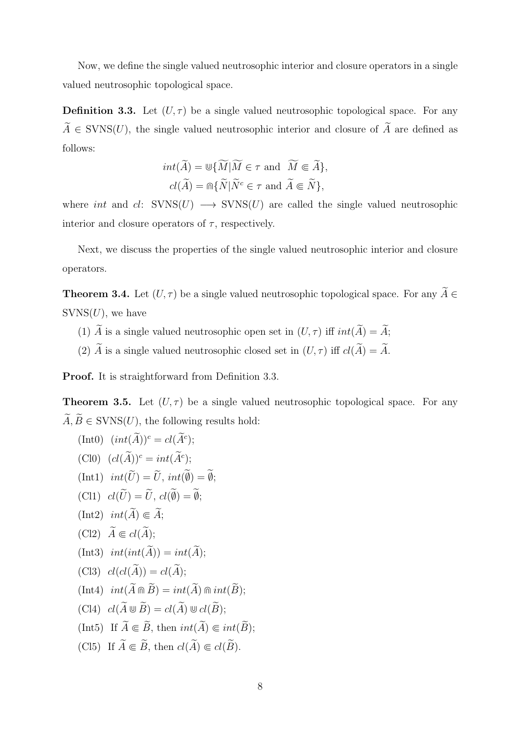Now, we define the single valued neutrosophic interior and closure operators in a single valued neutrosophic topological space.

**Definition 3.3.** Let $(U, \tau)$ be a single valued neutrosophic topological space. For any $\widetilde{A} \in \text{SVNS}(U)$, the single valued neutrosophic interior and closure of $\widetilde{A}$ are defined as follows:

$$int(\widetilde{A}) = \Cup\{\widetilde{M} | \widetilde{M} \in \tau \text{ and } \widetilde{M} \Subset \widetilde{A}\},$$
$$cl(\widetilde{A}) = \Cap\{\widetilde{N} | \widetilde{N}^c \in \tau \text{ and } \widetilde{A} \Subset \widetilde{N}\},$$

where $int$ and $cl$: $\text{SVNS}(U) \longrightarrow \text{SVNS}(U)$ are called the single valued neutrosophic interior and closure operators of $\tau$, respectively.

Next, we discuss the properties of the single valued neutrosophic interior and closure operators.

**Theorem 3.4.** Let $(U, \tau)$ be a single valued neutrosophic topological space. For any $\widetilde{A} \in \text{SVNS}(U)$, we have

(1) $\widetilde{A}$ is a single valued neutrosophic open set in $(U, \tau)$ iff $int(\widetilde{A}) = \widetilde{A}$;

(2) $\widetilde{A}$ is a single valued neutrosophic closed set in $(U, \tau)$ iff $cl(\widetilde{A}) = \widetilde{A}$.

**Proof.** It is straightforward from Definition 3.3.

**Theorem 3.5.** Let $(U, \tau)$ be a single valued neutrosophic topological space. For any $\widetilde{A}, \widetilde{B} \in \text{SVNS}(U)$, the following results hold:

(Int0) $(int(\widetilde{A}))^c = cl(\widetilde{A}^c)$;

(Cl0) $(cl(\widetilde{A}))^c = int(\widetilde{A}^c)$;

(Int1) $int(\widetilde{U}) = \widetilde{U}$, $int(\widetilde{\emptyset}) = \widetilde{\emptyset}$;

(Cl1) $cl(\widetilde{U}) = \widetilde{U}$, $cl(\widetilde{\emptyset}) = \widetilde{\emptyset}$;

(Int2) $int(\widetilde{A}) \Subset \widetilde{A}$;

(Cl2) $\widetilde{A} \Subset cl(\widetilde{A})$;

(Int3) $int(int(\widetilde{A})) = int(\widetilde{A})$;

(Cl3) $cl(cl(\widetilde{A})) = cl(\widetilde{A})$;

(Int4) $int(\widetilde{A} \Cap \widetilde{B}) = int(\widetilde{A}) \Cap int(\widetilde{B})$;

(Cl4) $cl(\widetilde{A} \Cup \widetilde{B}) = cl(\widetilde{A}) \Cup cl(\widetilde{B})$;

(Int5) If $\widetilde{A} \Subset \widetilde{B}$, then $int(\widetilde{A}) \Subset int(\widetilde{B})$;

(Cl5) If $\widetilde{A} \Subset \widetilde{B}$, then $cl(\widetilde{A}) \Subset cl(\widetilde{B})$.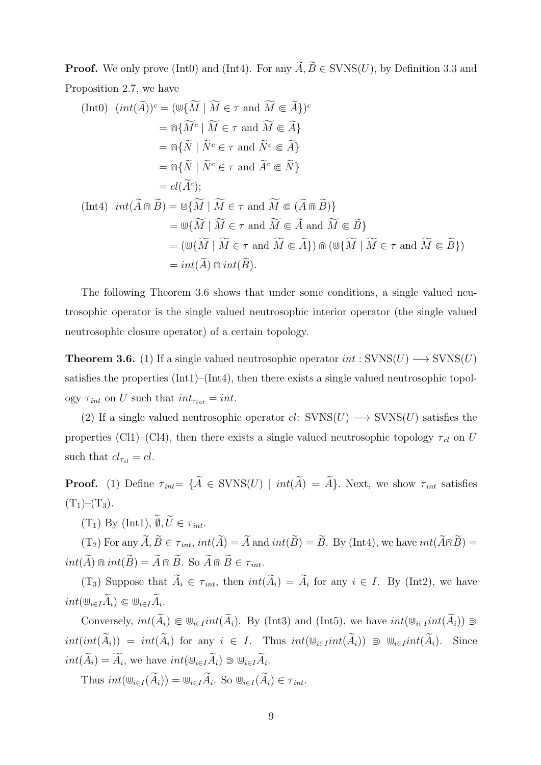**Proof.** We only prove (Int0) and (Int4). For any $\widetilde{A}, \widetilde{B} \in \text{SVNS}(U)$, by Definition 3.3 and Proposition 2.7, we have

$$
\begin{aligned}
\text{(Int0)} \quad (int(\widetilde{A}))^c &= (\Cup\{\widetilde{M} \mid \widetilde{M} \in \tau \text{ and } \widetilde{M} \Subset \widetilde{A}\})^c \\
&= \Cap\{\widetilde{M}^c \mid \widetilde{M} \in \tau \text{ and } \widetilde{M} \Subset \widetilde{A}\} \\
&= \Cap\{\widetilde{N} \mid \widetilde{N}^c \in \tau \text{ and } \widetilde{N}^c \Subset \widetilde{A}\} \\
&= \Cap\{\widetilde{N} \mid \widetilde{N}^c \in \tau \text{ and } \widetilde{A}^c \Subset \widetilde{N}\} \\
&= cl(\widetilde{A}^c);
\end{aligned}
$$

$$
\begin{aligned}
\text{(Int4)} \quad int(\widetilde{A} \Cap \widetilde{B}) &= \Cup\{\widetilde{M} \mid \widetilde{M} \in \tau \text{ and } \widetilde{M} \Subset (\widetilde{A} \Cap \widetilde{B})\} \\
&= \Cup\{\widetilde{M} \mid \widetilde{M} \in \tau \text{ and } \widetilde{M} \Subset \widetilde{A} \text{ and } \widetilde{M} \Subset \widetilde{B}\} \\
&= (\Cup\{\widetilde{M} \mid \widetilde{M} \in \tau \text{ and } \widetilde{M} \Subset \widetilde{A}\}) \Cap (\Cup\{\widetilde{M} \mid \widetilde{M} \in \tau \text{ and } \widetilde{M} \Subset \widetilde{B}\}) \\
&= int(\widetilde{A}) \Cap int(\widetilde{B}).
\end{aligned}
$$

The following Theorem 3.6 shows that under some conditions, a single valued neutrosophic operator is the single valued neutrosophic interior operator (the single valued neutrosophic closure operator) of a certain topology.

**Theorem 3.6.** (1) If a single valued neutrosophic operator $int : \text{SVNS}(U) \longrightarrow \text{SVNS}(U)$ satisfies the properties (Int1)–(Int4), then there exists a single valued neutrosophic topology $\tau_{int}$ on $U$ such that $int_{\tau_{int}} = int$.

(2) If a single valued neutrosophic operator $cl$: $\text{SVNS}(U) \longrightarrow \text{SVNS}(U)$ satisfies the properties (Cl1)–(Cl4), then there exists a single valued neutrosophic topology $\tau_{cl}$ on $U$ such that $cl_{\tau_{cl}} = cl$.

**Proof.** (1) Define $\tau_{int} = \{\widetilde{A} \in \text{SVNS}(U) \mid int(\widetilde{A}) = \widetilde{A}\}$. Next, we show $\tau_{int}$ satisfies ($T_1$)–($T_3$).

($T_1$) By (Int1), $\widetilde{\emptyset}, \widetilde{U} \in \tau_{int}$.

($T_2$) For any $\widetilde{A}, \widetilde{B} \in \tau_{int}$, $int(\widetilde{A}) = \widetilde{A}$ and $int(\widetilde{B}) = \widetilde{B}$. By (Int4), we have $int(\widetilde{A} \Cap \widetilde{B}) = int(\widetilde{A}) \Cap int(\widetilde{B}) = \widetilde{A} \Cap \widetilde{B}$. So $\widetilde{A} \Cap \widetilde{B} \in \tau_{int}$.

($T_3$) Suppose that $\widetilde{A}_i \in \tau_{int}$, then $int(\widetilde{A}_i) = \widetilde{A}_i$ for any $i \in I$. By (Int2), we have $int(\Cup_{i \in I} \widetilde{A}_i) \Subset \Cup_{i \in I} \widetilde{A}_i$.

Conversely, $int(\widetilde{A}_i) \Subset \Cup_{i \in I} int(\widetilde{A}_i)$. By (Int3) and (Int5), we have $int(\Cup_{i \in I} int(\widetilde{A}_i)) \Supset int(int(\widetilde{A}_i)) = int(\widetilde{A}_i)$ for any $i \in I$. Thus $int(\Cup_{i \in I} int(\widetilde{A}_i)) \Supset \Cup_{i \in I} int(\widetilde{A}_i)$. Since $int(\widetilde{A}_i) = \widetilde{A_i}$, we have $int(\Cup_{i \in I} \widetilde{A}_i) \Supset \Cup_{i \in I} \widetilde{A}_i$.

Thus $int(\Cup_{i \in I}(\widetilde{A}_i)) = \Cup_{i \in I} \widetilde{A}_i$. So $\Cup_{i \in I}(\widetilde{A}_i) \in \tau_{int}$.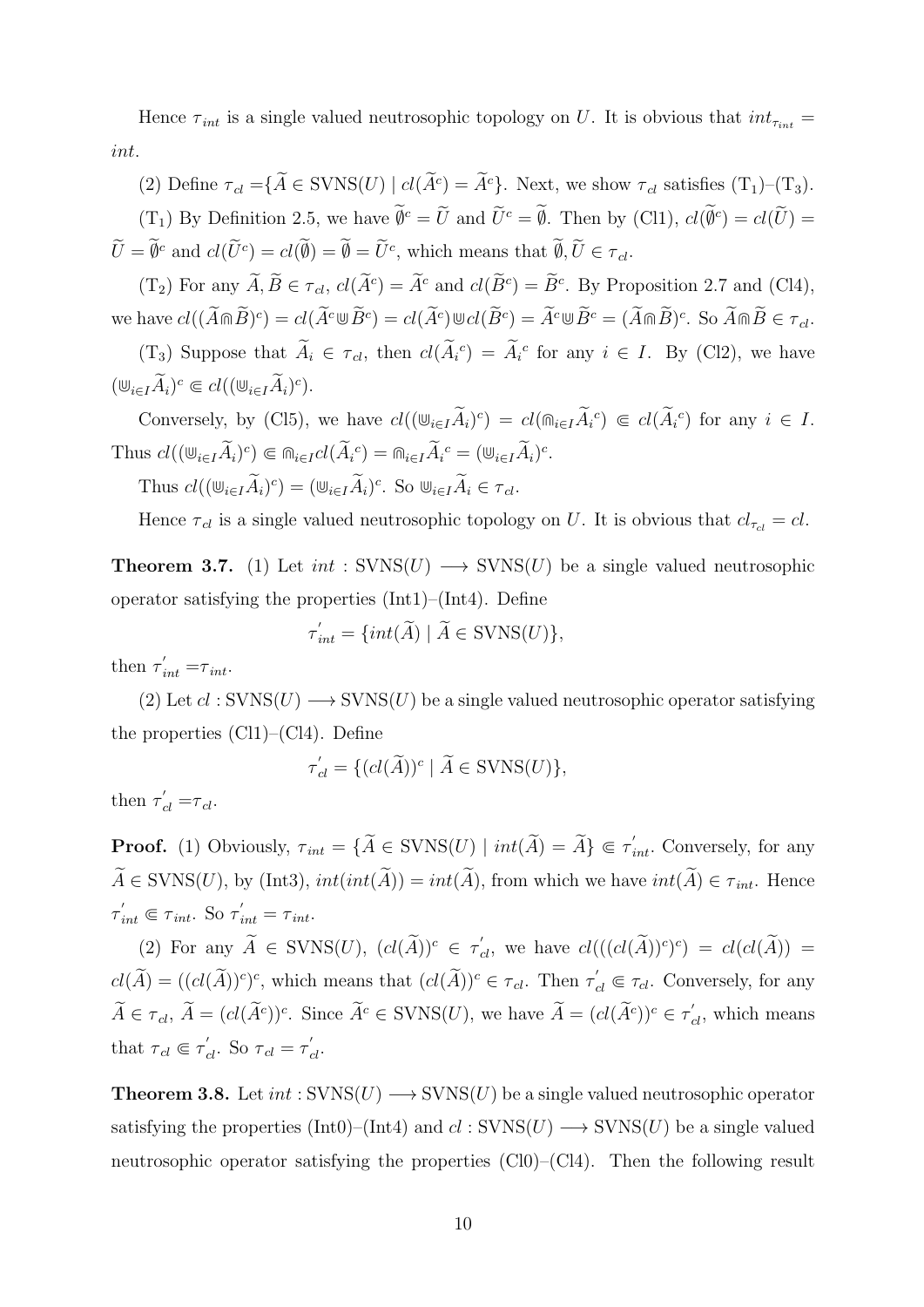Hence $\tau_{int}$ is a single valued neutrosophic topology on $U$. It is obvious that $int_{\tau_{int}} = int$.

(2) Define $\tau_{cl} = \{\widetilde{A} \in \text{SVNS}(U) \mid cl(\widetilde{A}^c) = \widetilde{A}^c\}$. Next, we show $\tau_{cl}$ satisfies $(\text{T}_1)$–$(\text{T}_3)$.

$(\text{T}_1)$ By Definition 2.5, we have $\widetilde{\emptyset}^c = \widetilde{U}$ and $\widetilde{U}^c = \widetilde{\emptyset}$. Then by (Cl1), $cl(\widetilde{\emptyset}^c) = cl(\widetilde{U}) = \widetilde{U} = \widetilde{\emptyset}^c$ and $cl(\widetilde{U}^c) = cl(\widetilde{\emptyset}) = \widetilde{\emptyset} = \widetilde{U}^c$, which means that $\widetilde{\emptyset}, \widetilde{U} \in \tau_{cl}$.

$(\text{T}_2)$ For any $\widetilde{A}, \widetilde{B} \in \tau_{cl}$, $cl(\widetilde{A}^c) = \widetilde{A}^c$ and $cl(\widetilde{B}^c) = \widetilde{B}^c$. By Proposition 2.7 and (Cl4), we have $cl((\widetilde{A} \Cap \widetilde{B})^c) = cl(\widetilde{A}^c \Cup \widetilde{B}^c) = cl(\widetilde{A}^c) \Cup cl(\widetilde{B}^c) = \widetilde{A}^c \Cup \widetilde{B}^c = (\widetilde{A} \Cap \widetilde{B})^c$. So $\widetilde{A} \Cap \widetilde{B} \in \tau_{cl}$.

$(\text{T}_3)$ Suppose that $\widetilde{A}_i \in \tau_{cl}$, then $cl(\widetilde{A}_i{}^c) = \widetilde{A}_i{}^c$ for any $i \in I$. By (Cl2), we have $(\Cup_{i\in I}\widetilde{A}_i)^c \Subset cl((\Cup_{i\in I}\widetilde{A}_i)^c)$.

Conversely, by (Cl5), we have $cl((\Cup_{i\in I}\widetilde{A}_i)^c) = cl(\Cap_{i\in I}\widetilde{A}_i{}^c) \Subset cl(\widetilde{A}_i{}^c)$ for any $i \in I$. Thus $cl((\Cup_{i\in I}\widetilde{A}_i)^c) \Subset \Cap_{i\in I} cl(\widetilde{A}_i{}^c) = \Cap_{i\in I}\widetilde{A}_i{}^c = (\Cup_{i\in I}\widetilde{A}_i)^c$.

Thus $cl((\Cup_{i\in I}\widetilde{A}_i)^c) = (\Cup_{i\in I}\widetilde{A}_i)^c$. So $\Cup_{i\in I}\widetilde{A}_i \in \tau_{cl}$.

Hence $\tau_{cl}$ is a single valued neutrosophic topology on $U$. It is obvious that $cl_{\tau_{cl}} = cl$.

**Theorem 3.7.** (1) Let $int : \text{SVNS}(U) \longrightarrow \text{SVNS}(U)$ be a single valued neutrosophic operator satisfying the properties (Int1)–(Int4). Define

$$\tau_{int}^{'} = \{int(\widetilde{A}) \mid \widetilde{A} \in \text{SVNS}(U)\},$$

then $\tau_{int}^{'} = \tau_{int}$.

(2) Let $cl : \text{SVNS}(U) \longrightarrow \text{SVNS}(U)$ be a single valued neutrosophic operator satisfying the properties (Cl1)–(Cl4). Define

$$\tau_{cl}^{'} = \{(cl(\widetilde{A}))^c \mid \widetilde{A} \in \text{SVNS}(U)\},$$

then $\tau_{cl}^{'} = \tau_{cl}$.

**Proof.** (1) Obviously, $\tau_{int} = \{\widetilde{A} \in \text{SVNS}(U) \mid int(\widetilde{A}) = \widetilde{A}\} \Subset \tau_{int}^{'}$. Conversely, for any $\widetilde{A} \in \text{SVNS}(U)$, by (Int3), $int(int(\widetilde{A})) = int(\widetilde{A})$, from which we have $int(\widetilde{A}) \in \tau_{int}$. Hence $\tau_{int}^{'} \Subset \tau_{int}$. So $\tau_{int}^{'} = \tau_{int}$.

(2) For any $\widetilde{A} \in \text{SVNS}(U)$, $(cl(\widetilde{A}))^c \in \tau_{cl}^{'}$, we have $cl(((cl(\widetilde{A}))^c)^c) = cl(cl(\widetilde{A})) = cl(\widetilde{A}) = ((cl(\widetilde{A}))^c)^c$, which means that $(cl(\widetilde{A}))^c \in \tau_{cl}$. Then $\tau_{cl}^{'} \Subset \tau_{cl}$. Conversely, for any $\widetilde{A} \in \tau_{cl}$, $\widetilde{A} = (cl(\widetilde{A}^c))^c$. Since $\widetilde{A}^c \in \text{SVNS}(U)$, we have $\widetilde{A} = (cl(\widetilde{A}^c))^c \in \tau_{cl}^{'}$, which means that $\tau_{cl} \Subset \tau_{cl}^{'}$. So $\tau_{cl} = \tau_{cl}^{'}$.

**Theorem 3.8.** Let $int : \text{SVNS}(U) \longrightarrow \text{SVNS}(U)$ be a single valued neutrosophic operator satisfying the properties (Int0)–(Int4) and $cl : \text{SVNS}(U) \longrightarrow \text{SVNS}(U)$ be a single valued neutrosophic operator satisfying the properties (Cl0)–(Cl4). Then the following result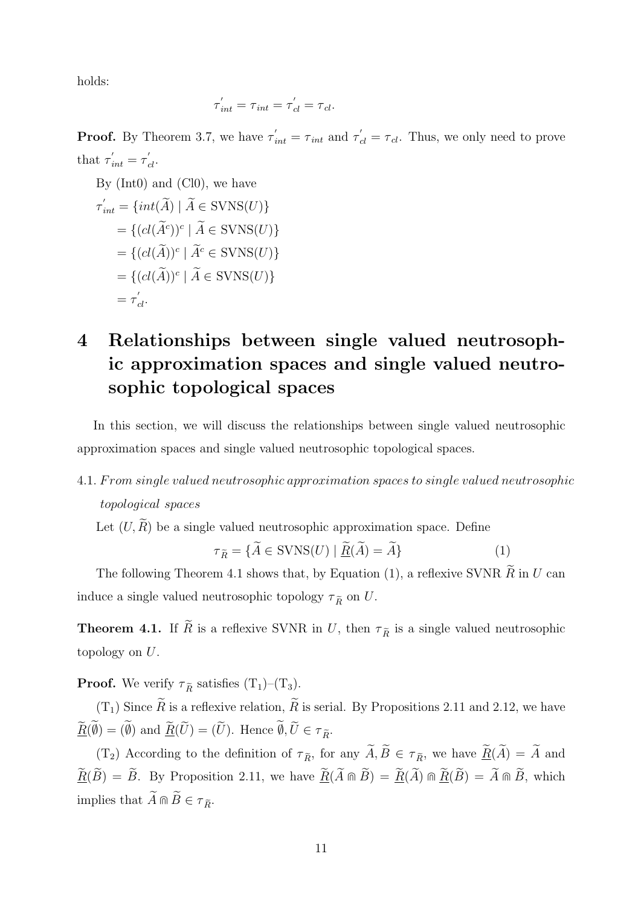holds:

$$\tau_{int}^{'} = \tau_{int} = \tau_{cl}^{'} = \tau_{cl}.$$

**Proof.** By Theorem 3.7, we have $\tau_{int}^{'} = \tau_{int}$ and $\tau_{cl}^{'} = \tau_{cl}$. Thus, we only need to prove that $\tau_{int}^{'} = \tau_{cl}^{'}$.

By (Int0) and (Cl0), we have

$$\begin{aligned}
\tau_{int}^{'} &= \{int(\widetilde{A}) \mid \widetilde{A} \in \text{SVNS}(U)\} \\
&= \{(cl(\widetilde{A}^c))^c \mid \widetilde{A} \in \text{SVNS}(U)\} \\
&= \{(cl(\widetilde{A}))^c \mid \widetilde{A}^c \in \text{SVNS}(U)\} \\
&= \{(cl(\widetilde{A}))^c \mid \widetilde{A} \in \text{SVNS}(U)\} \\
&= \tau_{cl}^{'}.
\end{aligned}$$

# 4 Relationships between single valued neutrosophic approximation spaces and single valued neutrosophic topological spaces

In this section, we will discuss the relationships between single valued neutrosophic approximation spaces and single valued neutrosophic topological spaces.

4.1. *From single valued neutrosophic approximation spaces to single valued neutrosophic topological spaces*

Let $(U, \widetilde{R})$ be a single valued neutrosophic approximation space. Define

$$\tau_{\widetilde{R}} = \{\widetilde{A} \in \text{SVNS}(U) \mid \underline{\widetilde{R}}(\widetilde{A}) = \widetilde{A}\} \quad (1)$$

The following Theorem 4.1 shows that, by Equation (1), a reflexive SVNR $\widetilde{R}$ in $U$ can induce a single valued neutrosophic topology $\tau_{\widetilde{R}}$ on $U$.

**Theorem 4.1.** If $\widetilde{R}$ is a reflexive SVNR in $U$, then $\tau_{\widetilde{R}}$ is a single valued neutrosophic topology on $U$.

**Proof.** We verify $\tau_{\widetilde{R}}$ satisfies $(T_1)$–$(T_3)$.

$(T_1)$ Since $\widetilde{R}$ is a reflexive relation, $\widetilde{R}$ is serial. By Propositions 2.11 and 2.12, we have $\underline{\widetilde{R}}(\widetilde{\emptyset}) = (\widetilde{\emptyset})$ and $\underline{\widetilde{R}}(\widetilde{U}) = (\widetilde{U})$. Hence $\widetilde{\emptyset}, \widetilde{U} \in \tau_{\widetilde{R}}$.

$(T_2)$ According to the definition of $\tau_{\widetilde{R}}$, for any $\widetilde{A}, \widetilde{B} \in \tau_{\widetilde{R}}$, we have $\underline{\widetilde{R}}(\widetilde{A}) = \widetilde{A}$ and $\underline{\widetilde{R}}(\widetilde{B}) = \widetilde{B}$. By Proposition 2.11, we have $\underline{\widetilde{R}}(\widetilde{A} \Cap \widetilde{B}) = \underline{\widetilde{R}}(\widetilde{A}) \Cap \underline{\widetilde{R}}(\widetilde{B}) = \widetilde{A} \Cap \widetilde{B}$, which implies that $\widetilde{A} \Cap \widetilde{B} \in \tau_{\widetilde{R}}$.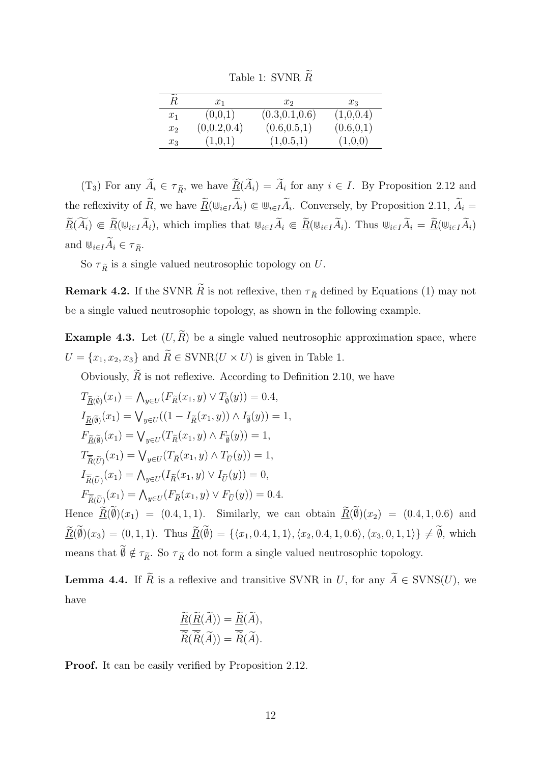Table 1: SVNR $\widetilde{R}$

| $\widetilde{R}$ | $x_1$ | $x_2$ | $x_3$ |
|---|---|---|---|
| $x_1$ | (0,0,1) | (0.3,0.1,0.6) | (1,0,0.4) |
| $x_2$ | (0,0.2,0.4) | (0.6,0.5,1) | (0.6,0,1) |
| $x_3$ | (1,0,1) | (1,0.5,1) | (1,0,0) |

($\mathrm{T}_3$) For any $\widetilde{A}_i \in \tau_{\widetilde{R}}$, we have $\underline{\widetilde{R}}(\widetilde{A}_i) = \widetilde{A}_i$ for any $i \in I$. By Proposition 2.12 and the reflexivity of $\widetilde{R}$, we have $\underline{\widetilde{R}}(\Cup_{i\in I}\widetilde{A}_i) \Subset \Cup_{i\in I}\widetilde{A}_i$. Conversely, by Proposition 2.11, $\widetilde{A}_i = \underline{\widetilde{R}}(\widetilde{A}_i) \Subset \underline{\widetilde{R}}(\Cup_{i\in I}\widetilde{A}_i)$, which implies that $\Cup_{i\in I}\widetilde{A}_i \Subset \underline{\widetilde{R}}(\Cup_{i\in I}\widetilde{A}_i)$. Thus $\Cup_{i\in I}\widetilde{A}_i = \underline{\widetilde{R}}(\Cup_{i\in I}\widetilde{A}_i)$ and $\Cup_{i\in I}\widetilde{A}_i \in \tau_{\widetilde{R}}$.

So $\tau_{\widetilde{R}}$ is a single valued neutrosophic topology on $U$.

**Remark 4.2.** If the SVNR $\widetilde{R}$ is not reflexive, then $\tau_{\widetilde{R}}$ defined by Equations (1) may not be a single valued neutrosophic topology, as shown in the following example.

**Example 4.3.** Let $(U, \widetilde{R})$ be a single valued neutrosophic approximation space, where $U = \{x_1, x_2, x_3\}$ and $\widetilde{R} \in \mathrm{SVNR}(U \times U)$ is given in Table 1.

Obviously, $\widetilde{R}$ is not reflexive. According to Definition 2.10, we have

$T_{\underline{\widetilde{R}}(\widetilde{\emptyset})}(x_1) = \bigwedge_{y\in U}(F_{\widetilde{R}}(x_1, y) \vee T_{\widetilde{\emptyset}}(y)) = 0.4,$

$I_{\underline{\widetilde{R}}(\widetilde{\emptyset})}(x_1) = \bigvee_{y\in U}((1 - I_{\widetilde{R}}(x_1, y)) \wedge I_{\widetilde{\emptyset}}(y)) = 1,$

$F_{\underline{\widetilde{R}}(\widetilde{\emptyset})}(x_1) = \bigvee_{y\in U}(T_{\widetilde{R}}(x_1, y) \wedge F_{\widetilde{\emptyset}}(y)) = 1,$

$T_{\overline{\widetilde{R}}(\widetilde{U})}(x_1) = \bigvee_{y\in U}(T_{\widetilde{R}}(x_1, y) \wedge T_{\widetilde{U}}(y)) = 1,$

$I_{\overline{\widetilde{R}}(\widetilde{U})}(x_1) = \bigwedge_{y\in U}(I_{\widetilde{R}}(x_1, y) \vee I_{\widetilde{U}}(y)) = 0,$

$F_{\overline{\widetilde{R}}(\widetilde{U})}(x_1) = \bigwedge_{y\in U}(F_{\widetilde{R}}(x_1, y) \vee F_{\widetilde{U}}(y)) = 0.4.$

Hence $\underline{\widetilde{R}}(\widetilde{\emptyset})(x_1) = (0.4, 1, 1)$. Similarly, we can obtain $\underline{\widetilde{R}}(\widetilde{\emptyset})(x_2) = (0.4, 1, 0.6)$ and $\underline{\widetilde{R}}(\widetilde{\emptyset})(x_3) = (0, 1, 1)$. Thus $\underline{\widetilde{R}}(\widetilde{\emptyset}) = \{\langle x_1, 0.4, 1, 1\rangle, \langle x_2, 0.4, 1, 0.6\rangle, \langle x_3, 0, 1, 1\rangle\} \neq \widetilde{\emptyset}$, which means that $\widetilde{\emptyset} \notin \tau_{\widetilde{R}}$. So $\tau_{\widetilde{R}}$ do not form a single valued neutrosophic topology.

**Lemma 4.4.** If $\widetilde{R}$ is a reflexive and transitive SVNR in $U$, for any $\widetilde{A} \in \mathrm{SVNS}(U)$, we have

$$\underline{\widetilde{R}}(\underline{\widetilde{R}}(\widetilde{A})) = \underline{\widetilde{R}}(\widetilde{A}),$$
$$\overline{\widetilde{R}}(\overline{\widetilde{R}}(\widetilde{A})) = \overline{\widetilde{R}}(\widetilde{A}).$$

**Proof.** It can be easily verified by Proposition 2.12.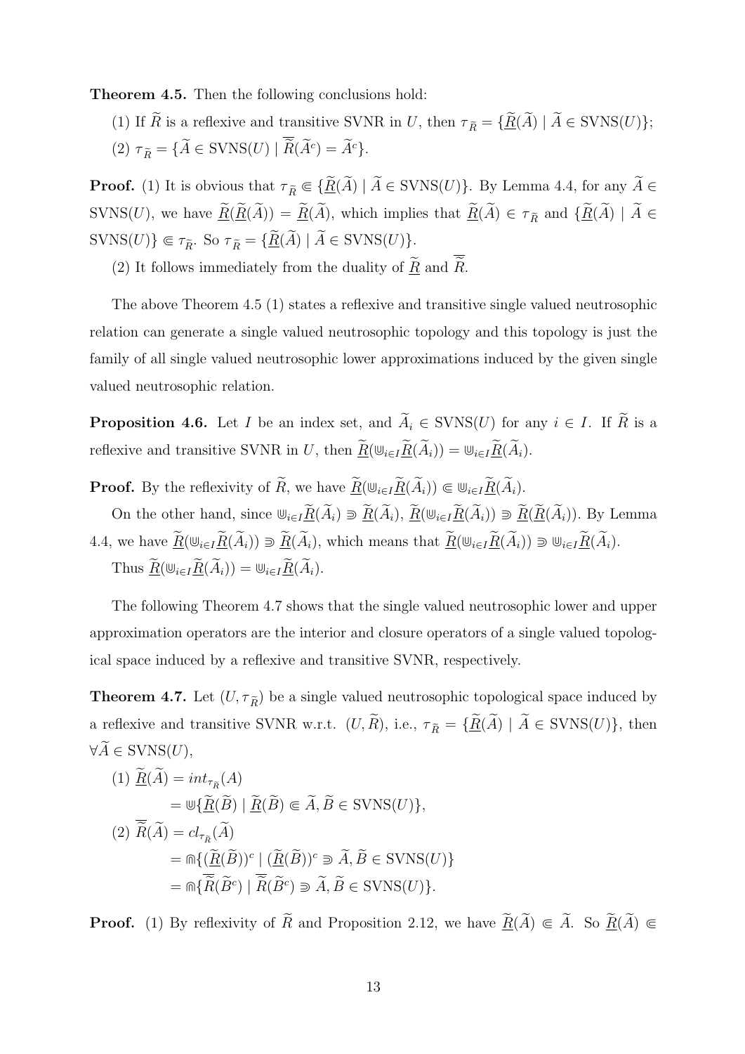**Theorem 4.5.** Then the following conclusions hold:

(1) If $\widetilde{R}$ is a reflexive and transitive SVNR in $U$, then $\tau_{\widetilde{R}} = \{\underline{\widetilde{R}}(\widetilde{A}) \mid \widetilde{A} \in \text{SVNS}(U)\}$;

(2) $\tau_{\widetilde{R}} = \{\widetilde{A} \in \text{SVNS}(U) \mid \overline{\widetilde{R}}(\widetilde{A}^c) = \widetilde{A}^c\}$.

**Proof.** (1) It is obvious that $\tau_{\widetilde{R}} \Subset \{\underline{\widetilde{R}}(\widetilde{A}) \mid \widetilde{A} \in \text{SVNS}(U)\}$. By Lemma 4.4, for any $\widetilde{A} \in \text{SVNS}(U)$, we have $\underline{\widetilde{R}}(\underline{\widetilde{R}}(\widetilde{A})) = \underline{\widetilde{R}}(\widetilde{A})$, which implies that $\underline{\widetilde{R}}(\widetilde{A}) \in \tau_{\widetilde{R}}$ and $\{\underline{\widetilde{R}}(\widetilde{A}) \mid \widetilde{A} \in \text{SVNS}(U)\} \Subset \tau_{\widetilde{R}}$. So $\tau_{\widetilde{R}} = \{\underline{\widetilde{R}}(\widetilde{A}) \mid \widetilde{A} \in \text{SVNS}(U)\}$.

(2) It follows immediately from the duality of $\underline{\widetilde{R}}$ and $\overline{\widetilde{R}}$.

The above Theorem 4.5 (1) states a reflexive and transitive single valued neutrosophic relation can generate a single valued neutrosophic topology and this topology is just the family of all single valued neutrosophic lower approximations induced by the given single valued neutrosophic relation.

**Proposition 4.6.** Let $I$ be an index set, and $\widetilde{A}_i \in \text{SVNS}(U)$ for any $i \in I$. If $\widetilde{R}$ is a reflexive and transitive SVNR in $U$, then $\underline{\widetilde{R}}(\Cup_{i\in I}\underline{\widetilde{R}}(\widetilde{A}_i)) = \Cup_{i\in I}\underline{\widetilde{R}}(\widetilde{A}_i)$.

**Proof.** By the reflexivity of $\widetilde{R}$, we have $\underline{\widetilde{R}}(\Cup_{i\in I}\underline{\widetilde{R}}(\widetilde{A}_i)) \Subset \Cup_{i\in I}\underline{\widetilde{R}}(\widetilde{A}_i)$.

On the other hand, since $\Cup_{i\in I}\underline{\widetilde{R}}(\widetilde{A}_i) \Supset \underline{\widetilde{R}}(\widetilde{A}_i)$, $\underline{\widetilde{R}}(\Cup_{i\in I}\underline{\widetilde{R}}(\widetilde{A}_i)) \Supset \underline{\widetilde{R}}(\underline{\widetilde{R}}(\widetilde{A}_i))$. By Lemma 4.4, we have $\underline{\widetilde{R}}(\Cup_{i\in I}\underline{\widetilde{R}}(\widetilde{A}_i)) \Supset \underline{\widetilde{R}}(\widetilde{A}_i)$, which means that $\underline{\widetilde{R}}(\Cup_{i\in I}\underline{\widetilde{R}}(\widetilde{A}_i)) \Supset \Cup_{i\in I}\underline{\widetilde{R}}(\widetilde{A}_i)$.

Thus $\underline{\widetilde{R}}(\Cup_{i\in I}\underline{\widetilde{R}}(\widetilde{A}_i)) = \Cup_{i\in I}\underline{\widetilde{R}}(\widetilde{A}_i)$.

The following Theorem 4.7 shows that the single valued neutrosophic lower and upper approximation operators are the interior and closure operators of a single valued topological space induced by a reflexive and transitive SVNR, respectively.

**Theorem 4.7.** Let $(U, \tau_{\widetilde{R}})$ be a single valued neutrosophic topological space induced by a reflexive and transitive SVNR w.r.t. $(U, \widetilde{R})$, i.e., $\tau_{\widetilde{R}} = \{\underline{\widetilde{R}}(\widetilde{A}) \mid \widetilde{A} \in \text{SVNS}(U)\}$, then $\forall \widetilde{A} \in \text{SVNS}(U)$,

(1) $\underline{\widetilde{R}}(\widetilde{A}) = int_{\tau_{\widetilde{R}}}(A)$
$\quad = \Cup\{\underline{\widetilde{R}}(\widetilde{B}) \mid \underline{\widetilde{R}}(\widetilde{B}) \Subset \widetilde{A}, \widetilde{B} \in \text{SVNS}(U)\}$,

(2) $\overline{\widetilde{R}}(\widetilde{A}) = cl_{\tau_{\widetilde{R}}}(\widetilde{A})$
$\quad = \Cap\{(\underline{\widetilde{R}}(\widetilde{B}))^c \mid (\underline{\widetilde{R}}(\widetilde{B}))^c \Supset \widetilde{A}, \widetilde{B} \in \text{SVNS}(U)\}$
$\quad = \Cap\{\overline{\widetilde{R}}(\widetilde{B}^c) \mid \overline{\widetilde{R}}(\widetilde{B}^c) \Supset \widetilde{A}, \widetilde{B} \in \text{SVNS}(U)\}$.

**Proof.** (1) By reflexivity of $\widetilde{R}$ and Proposition 2.12, we have $\underline{\widetilde{R}}(\widetilde{A}) \Subset \widetilde{A}$. So $\underline{\widetilde{R}}(\widetilde{A}) \Subset$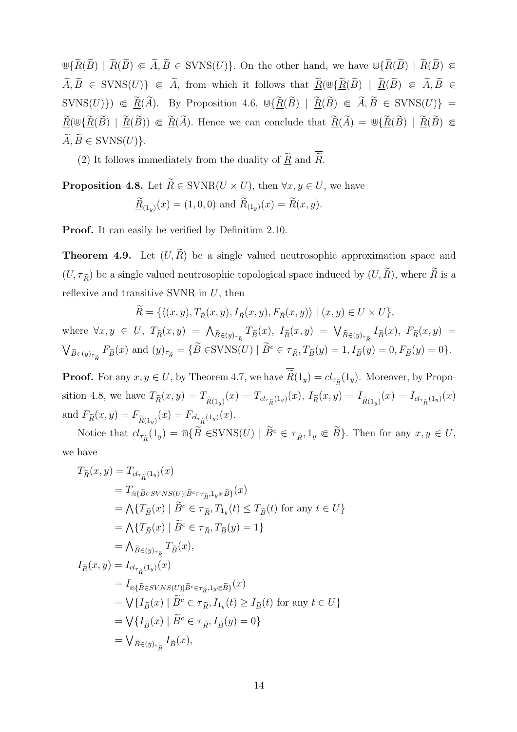$\Cup\{\underline{\widetilde{R}}(\widetilde{B}) \mid \underline{\widetilde{R}}(\widetilde{B}) \Subset \widetilde{A}, \widetilde{B} \in \text{SVNS}(U)\}$. On the other hand, we have $\Cup\{\underline{\widetilde{R}}(\widetilde{B}) \mid \underline{\widetilde{R}}(\widetilde{B}) \Subset \widetilde{A}, \widetilde{B} \in \text{SVNS}(U)\} \Subset \widetilde{A}$, from which it follows that $\underline{\widetilde{R}}(\Cup\{\underline{\widetilde{R}}(\widetilde{B}) \mid \underline{\widetilde{R}}(\widetilde{B}) \Subset \widetilde{A}, \widetilde{B} \in \text{SVNS}(U)\}) \Subset \underline{\widetilde{R}}(\widetilde{A})$. By Proposition 4.6, $\Cup\{\underline{\widetilde{R}}(\widetilde{B}) \mid \underline{\widetilde{R}}(\widetilde{B}) \Subset \widetilde{A}, \widetilde{B} \in \text{SVNS}(U)\} = \underline{\widetilde{R}}(\Cup\{\underline{\widetilde{R}}(\widetilde{B}) \mid \underline{\widetilde{R}}(\widetilde{B})) \Subset \underline{\widetilde{R}}(\widetilde{A})$. Hence we can conclude that $\underline{\widetilde{R}}(\widetilde{A}) = \Cup\{\underline{\widetilde{R}}(\widetilde{B}) \mid \underline{\widetilde{R}}(\widetilde{B}) \Subset \widetilde{A}, \widetilde{B} \in \text{SVNS}(U)\}$.

(2) It follows immediately from the duality of $\underline{\widetilde{R}}$ and $\overline{\widetilde{R}}$.

**Proposition 4.8.** Let $\widetilde{R} \in \text{SVNR}(U \times U)$, then $\forall x, y \in U$, we have

$$\underline{\widetilde{R}}_{(1_y)}(x) = (1, 0, 0) \text{ and } \overline{\widetilde{R}}_{(1_y)}(x) = \widetilde{R}(x, y).$$

**Proof.** It can easily be verified by Definition 2.10.

**Theorem 4.9.** Let $(U, \widetilde{R})$ be a single valued neutrosophic approximation space and $(U, \tau_{\widetilde{R}})$ be a single valued neutrosophic topological space induced by $(U, \widetilde{R})$, where $\widetilde{R}$ is a reflexive and transitive SVNR in $U$, then

$$\widetilde{R} = \{\langle (x, y), T_{\widetilde{R}}(x, y), I_{\widetilde{R}}(x, y), F_{\widetilde{R}}(x, y)\rangle \mid (x, y) \in U \times U\},$$

where $\forall x, y \in U$, $T_{\widetilde{R}}(x, y) = \bigwedge_{\widetilde{B} \in (y)_{\tau_{\widetilde{R}}}} T_{\widetilde{B}}(x)$, $I_{\widetilde{R}}(x, y) = \bigvee_{\widetilde{B} \in (y)_{\tau_{\widetilde{R}}}} I_{\widetilde{B}}(x)$, $F_{\widetilde{R}}(x, y) = \bigvee_{\widetilde{B} \in (y)_{\tau_{\widetilde{R}}}} F_{\widetilde{B}}(x)$ and $(y)_{\tau_{\widetilde{R}}} = \{\widetilde{B} \in \text{SVNS}(U) \mid \widetilde{B}^c \in \tau_{\widetilde{R}}, T_{\widetilde{B}}(y) = 1, I_{\widetilde{B}}(y) = 0, F_{\widetilde{B}}(y) = 0\}$.

**Proof.** For any $x, y \in U$, by Theorem 4.7, we have $\overline{\widetilde{R}}(1_y) = cl_{\tau_{\widetilde{R}}}(1_y)$. Moreover, by Proposition 4.8, we have $T_{\widetilde{R}}(x, y) = T_{\overline{\widetilde{R}}(1_y)}(x) = T_{cl_{\tau_{\widetilde{R}}}(1_y)}(x)$, $I_{\widetilde{R}}(x, y) = I_{\overline{\widetilde{R}}(1_y)}(x) = I_{cl_{\tau_{\widetilde{R}}}(1_y)}(x)$ and $F_{\widetilde{R}}(x, y) = F_{\overline{\widetilde{R}}(1_y)}(x) = F_{cl_{\tau_{\widetilde{R}}}(1_y)}(x)$.

Notice that $cl_{\tau_{\widetilde{R}}}(1_y) = \Cap\{\widetilde{B} \in \text{SVNS}(U) \mid \widetilde{B}^c \in \tau_{\widetilde{R}}, 1_y \Subset \widetilde{B}\}$. Then for any $x, y \in U$, we have

$$\begin{aligned}
T_{\widetilde{R}}(x, y) &= T_{cl_{\tau_{\widetilde{R}}}(1_y)}(x) \\
&= T_{\Cap\{\widetilde{B} \in SVNS(U) \mid \widetilde{B}^c \in \tau_{\widetilde{R}}, 1_y \Subset \widetilde{B}\}}(x) \\
&= \bigwedge\{T_{\widetilde{B}}(x) \mid \widetilde{B}^c \in \tau_{\widetilde{R}}, T_{1_y}(t) \leq T_{\widetilde{B}}(t) \text{ for any } t \in U\} \\
&= \bigwedge\{T_{\widetilde{B}}(x) \mid \widetilde{B}^c \in \tau_{\widetilde{R}}, T_{\widetilde{B}}(y) = 1\} \\
&= \bigwedge\nolimits_{\widetilde{B} \in (y)_{\tau_{\widetilde{R}}}} T_{\widetilde{B}}(x), \\
I_{\widetilde{R}}(x, y) &= I_{cl_{\tau_{\widetilde{R}}}(1_y)}(x) \\
&= I_{\Cap\{\widetilde{B} \in SVNS(U) \mid \widetilde{B}^c \in \tau_{\widetilde{R}}, 1_y \Subset \widetilde{B}\}}(x) \\
&= \bigvee\{I_{\widetilde{B}}(x) \mid \widetilde{B}^c \in \tau_{\widetilde{R}}, I_{1_y}(t) \geq I_{\widetilde{B}}(t) \text{ for any } t \in U\} \\
&= \bigvee\{I_{\widetilde{B}}(x) \mid \widetilde{B}^c \in \tau_{\widetilde{R}}, I_{\widetilde{B}}(y) = 0\} \\
&= \bigvee\nolimits_{\widetilde{B} \in (y)_{\tau_{\widetilde{R}}}} I_{\widetilde{B}}(x),
\end{aligned}$$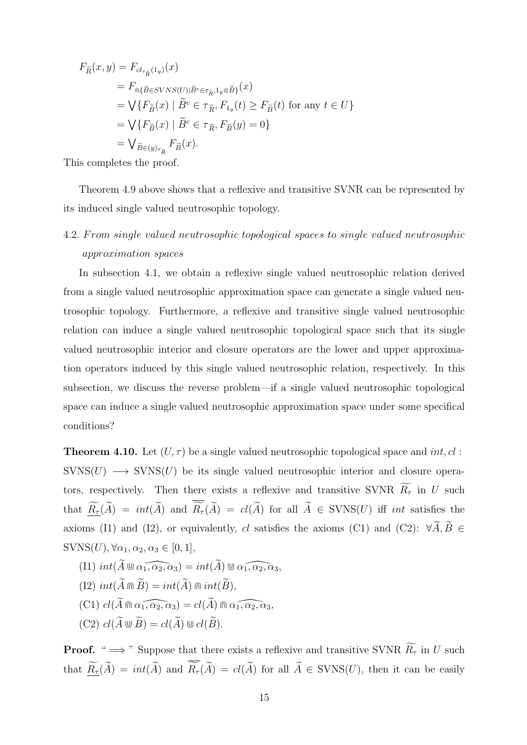$$
\begin{aligned}
F_{\widetilde{R}}(x,y) &= F_{cl_{\tau_{\widetilde{R}}}(1_y)}(x)\\
&= F_{\Cap\{\widetilde{B}\in SVNS(U)|\widetilde{B}^c\in\tau_{\widetilde{R}},1_y\Subset\widetilde{B}\}}(x)\\
&= \bigvee\{F_{\widetilde{B}}(x)\mid \widetilde{B}^c\in\tau_{\widetilde{R}}, F_{1_y}(t)\geq F_{\widetilde{B}}(t) \text{ for any } t\in U\}\\
&= \bigvee\{F_{\widetilde{B}}(x)\mid \widetilde{B}^c\in\tau_{\widetilde{R}}, F_{\widetilde{B}}(y)=0\}\\
&= \bigvee\nolimits_{\widetilde{B}\in(y)_{\tau_{\widetilde{R}}}} F_{\widetilde{B}}(x).
\end{aligned}
$$

This completes the proof.

Theorem 4.9 above shows that a reflexive and transitive SVNR can be represented by its induced single valued neutrosophic topology.

## 4.2. *From single valued neutrosophic topological spaces to single valued neutrosophic approximation spaces*

In subsection 4.1, we obtain a reflexive single valued neutrosophic relation derived from a single valued neutrosophic approximation space can generate a single valued neutrosophic topology. Furthermore, a reflexive and transitive single valued neutrosophic relation can induce a single valued neutrosophic topological space such that its single valued neutrosophic interior and closure operators are the lower and upper approximation operators induced by this single valued neutrosophic relation, respectively. In this subsection, we discuss the reverse problem—if a single valued neutrosophic topological space can induce a single valued neutrosophic approximation space under some specifical conditions?

**Theorem 4.10.** *Let $(U,\tau)$ be a single valued neutrosophic topological space and $int, cl$ : $\mathrm{SVNS}(U) \longrightarrow \mathrm{SVNS}(U)$ be its single valued neutrosophic interior and closure operators, respectively. Then there exists a reflexive and transitive SVNR $\widetilde{R_\tau}$ in $U$ such that $\underline{\widetilde{R_\tau}}(\widetilde{A}) = int(\widetilde{A})$ and $\overline{\widetilde{R_\tau}}(\widetilde{A}) = cl(\widetilde{A})$ for all $\widetilde{A}\in \mathrm{SVNS}(U)$ iff $int$ satisfies the axioms (I1) and (I2), or equivalently, $cl$ satisfies the axioms (C1) and (C2): $\forall \widetilde{A},\widetilde{B}\in \mathrm{SVNS}(U), \forall \alpha_1,\alpha_2,\alpha_3\in[0,1]$,*

(I1) $int(\widetilde{A}\Cup\widehat{\alpha_1,\alpha_2,\alpha_3}) = int(\widetilde{A})\Cup\widehat{\alpha_1,\alpha_2,\alpha_3}$,

(I2) $int(\widetilde{A}\Cap\widetilde{B}) = int(\widetilde{A})\Cap int(\widetilde{B})$,

(C1) $cl(\widetilde{A}\Cap\widehat{\alpha_1,\alpha_2,\alpha_3}) = cl(\widetilde{A})\Cap\widehat{\alpha_1,\alpha_2,\alpha_3}$,

(C2) $cl(\widetilde{A}\Cup\widetilde{B}) = cl(\widetilde{A})\Cup cl(\widetilde{B})$.

**Proof.** " $\Longrightarrow$ " Suppose that there exists a reflexive and transitive SVNR $\widetilde{R_\tau}$ in $U$ such that $\underline{\widetilde{R_\tau}}(\widetilde{A}) = int(\widetilde{A})$ and $\overline{\widetilde{R_\tau}}(\widetilde{A}) = cl(\widetilde{A})$ for all $\widetilde{A}\in\mathrm{SVNS}(U)$, then it can be easily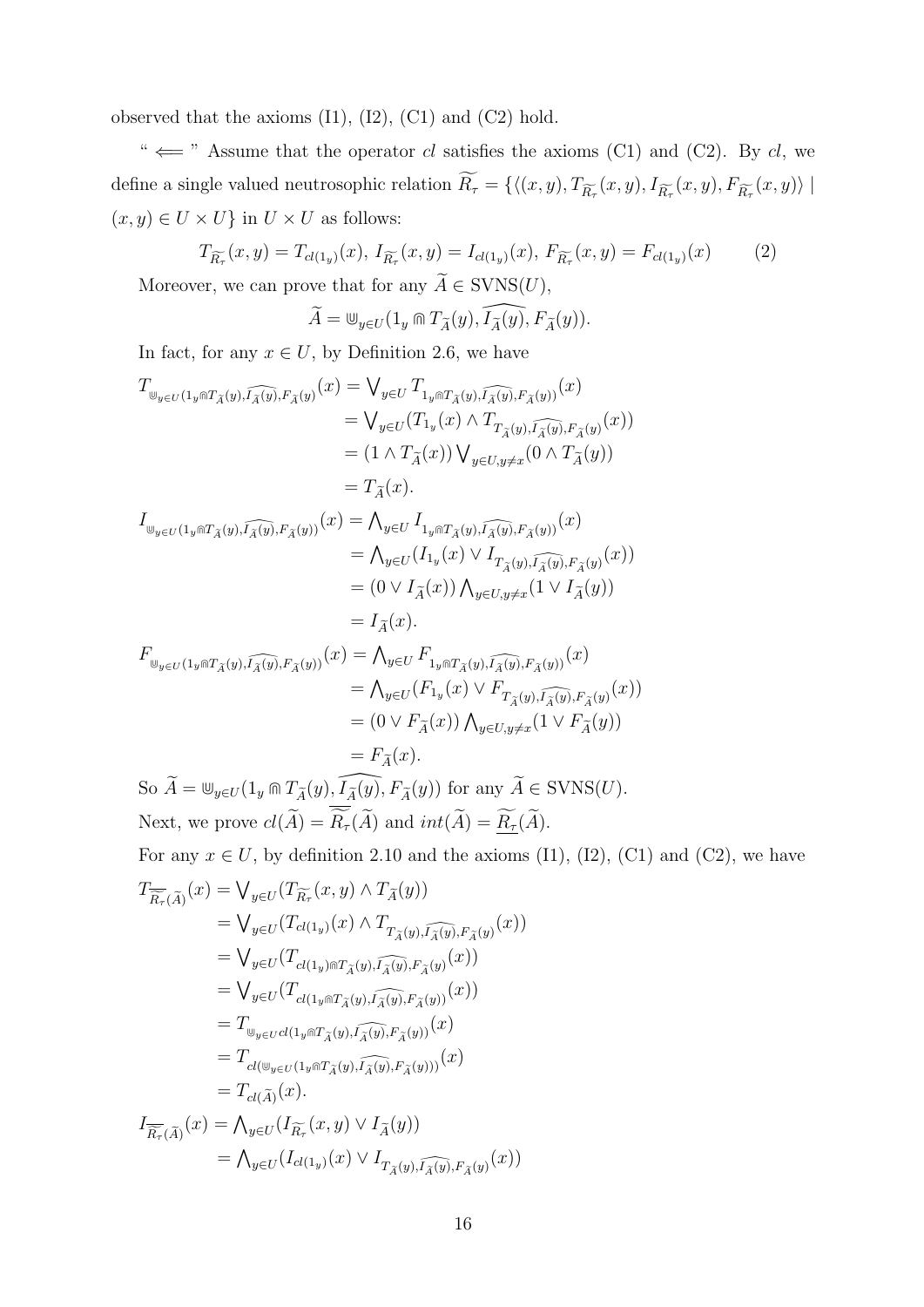observed that the axioms (I1), (I2), (C1) and (C2) hold.

" $\Longleftarrow$ " Assume that the operator $cl$ satisfies the axioms (C1) and (C2). By $cl$, we define a single valued neutrosophic relation $\widetilde{R_\tau} = \{\langle (x,y), T_{\widetilde{R_\tau}}(x,y), I_{\widetilde{R_\tau}}(x,y), F_{\widetilde{R_\tau}}(x,y)\rangle \mid (x,y) \in U \times U\}$ in $U \times U$ as follows:

$$T_{\widetilde{R_\tau}}(x,y) = T_{cl(1_y)}(x),\ I_{\widetilde{R_\tau}}(x,y) = I_{cl(1_y)}(x),\ F_{\widetilde{R_\tau}}(x,y) = F_{cl(1_y)}(x) \qquad (2)$$

Moreover, we can prove that for any $\widetilde{A} \in \text{SVNS}(U)$,

$$\widetilde{A} = \Cup_{y\in U}(1_y \Cap T_{\widetilde{A}}(y), \widehat{I_{\widetilde{A}}(y)}, F_{\widetilde{A}}(y)).$$

In fact, for any $x \in U$, by Definition 2.6, we have

$$\begin{aligned}
T_{\Cup_{y\in U}(1_y \Cap T_{\widetilde{A}}(y), \widehat{I_{\widetilde{A}}(y)}, F_{\widetilde{A}}(y)}(x) &= \bigvee\nolimits_{y\in U} T_{1_y \Cap T_{\widetilde{A}}(y), \widehat{I_{\widetilde{A}}(y)}, F_{\widetilde{A}}(y))}(x)\\
&= \bigvee\nolimits_{y\in U}(T_{1_y}(x) \wedge T_{T_{\widetilde{A}}(y), \widehat{I_{\widetilde{A}}(y)}, F_{\widetilde{A}}(y)}(x))\\
&= (1 \wedge T_{\widetilde{A}}(x)) \bigvee\nolimits_{y\in U, y\neq x}(0 \wedge T_{\widetilde{A}}(y))\\
&= T_{\widetilde{A}}(x).
\end{aligned}$$

$$\begin{aligned}
I_{\Cup_{y\in U}(1_y \Cap T_{\widetilde{A}}(y), \widehat{I_{\widetilde{A}}(y)}, F_{\widetilde{A}}(y))}(x) &= \bigwedge\nolimits_{y\in U} I_{1_y \Cap T_{\widetilde{A}}(y), \widehat{I_{\widetilde{A}}(y)}, F_{\widetilde{A}}(y))}(x)\\
&= \bigwedge\nolimits_{y\in U}(I_{1_y}(x) \vee I_{T_{\widetilde{A}}(y), \widehat{I_{\widetilde{A}}(y)}, F_{\widetilde{A}}(y)}(x))\\
&= (0 \vee I_{\widetilde{A}}(x)) \bigwedge\nolimits_{y\in U, y\neq x}(1 \vee I_{\widetilde{A}}(y))\\
&= I_{\widetilde{A}}(x).
\end{aligned}$$

$$\begin{aligned}
F_{\Cup_{y\in U}(1_y \Cap T_{\widetilde{A}}(y), \widehat{I_{\widetilde{A}}(y)}, F_{\widetilde{A}}(y))}(x) &= \bigwedge\nolimits_{y\in U} F_{1_y \Cap T_{\widetilde{A}}(y), \widehat{I_{\widetilde{A}}(y)}, F_{\widetilde{A}}(y))}(x)\\
&= \bigwedge\nolimits_{y\in U}(F_{1_y}(x) \vee F_{T_{\widetilde{A}}(y), \widehat{I_{\widetilde{A}}(y)}, F_{\widetilde{A}}(y)}(x))\\
&= (0 \vee F_{\widetilde{A}}(x)) \bigwedge\nolimits_{y\in U, y\neq x}(1 \vee F_{\widetilde{A}}(y))\\
&= F_{\widetilde{A}}(x).
\end{aligned}$$

So $\widetilde{A} = \Cup_{y\in U}(1_y \Cap T_{\widetilde{A}}(y), \widehat{I_{\widetilde{A}}(y)}, F_{\widetilde{A}}(y))$ for any $\widetilde{A} \in \text{SVNS}(U)$.

Next, we prove $cl(\widetilde{A}) = \overline{\widetilde{R_\tau}}(\widetilde{A})$ and $int(\widetilde{A}) = \underline{\widetilde{R_\tau}}(\widetilde{A})$.

For any $x \in U$, by definition 2.10 and the axioms (I1), (I2), (C1) and (C2), we have

$$\begin{aligned}
T_{\overline{\widetilde{R_\tau}}(\widetilde{A})}(x) &= \bigvee\nolimits_{y\in U}(T_{\widetilde{R_\tau}}(x,y) \wedge T_{\widetilde{A}}(y))\\
&= \bigvee\nolimits_{y\in U}(T_{cl(1_y)}(x) \wedge T_{T_{\widetilde{A}}(y), \widehat{I_{\widetilde{A}}(y)}, F_{\widetilde{A}}(y)}(x))\\
&= \bigvee\nolimits_{y\in U}(T_{cl(1_y) \Cap T_{\widetilde{A}}(y), \widehat{I_{\widetilde{A}}(y)}, F_{\widetilde{A}}(y)}(x))\\
&= \bigvee\nolimits_{y\in U}(T_{cl(1_y \Cap T_{\widetilde{A}}(y), \widehat{I_{\widetilde{A}}(y)}, F_{\widetilde{A}}(y))}(x))\\
&= T_{\Cup_{y\in U} cl(1_y \Cap T_{\widetilde{A}}(y), \widehat{I_{\widetilde{A}}(y)}, F_{\widetilde{A}}(y))}(x)\\
&= T_{cl(\Cup_{y\in U}(1_y \Cap T_{\widetilde{A}}(y), \widehat{I_{\widetilde{A}}(y)}, F_{\widetilde{A}}(y)))}(x)\\
&= T_{cl(\widetilde{A})}(x).
\end{aligned}$$

$$\begin{aligned}
I_{\overline{\widetilde{R_\tau}}(\widetilde{A})}(x) &= \bigwedge\nolimits_{y\in U}(I_{\widetilde{R_\tau}}(x,y) \vee I_{\widetilde{A}}(y))\\
&= \bigwedge\nolimits_{y\in U}(I_{cl(1_y)}(x) \vee I_{T_{\widetilde{A}}(y), \widehat{I_{\widetilde{A}}(y)}, F_{\widetilde{A}}(y)}(x))
\end{aligned}$$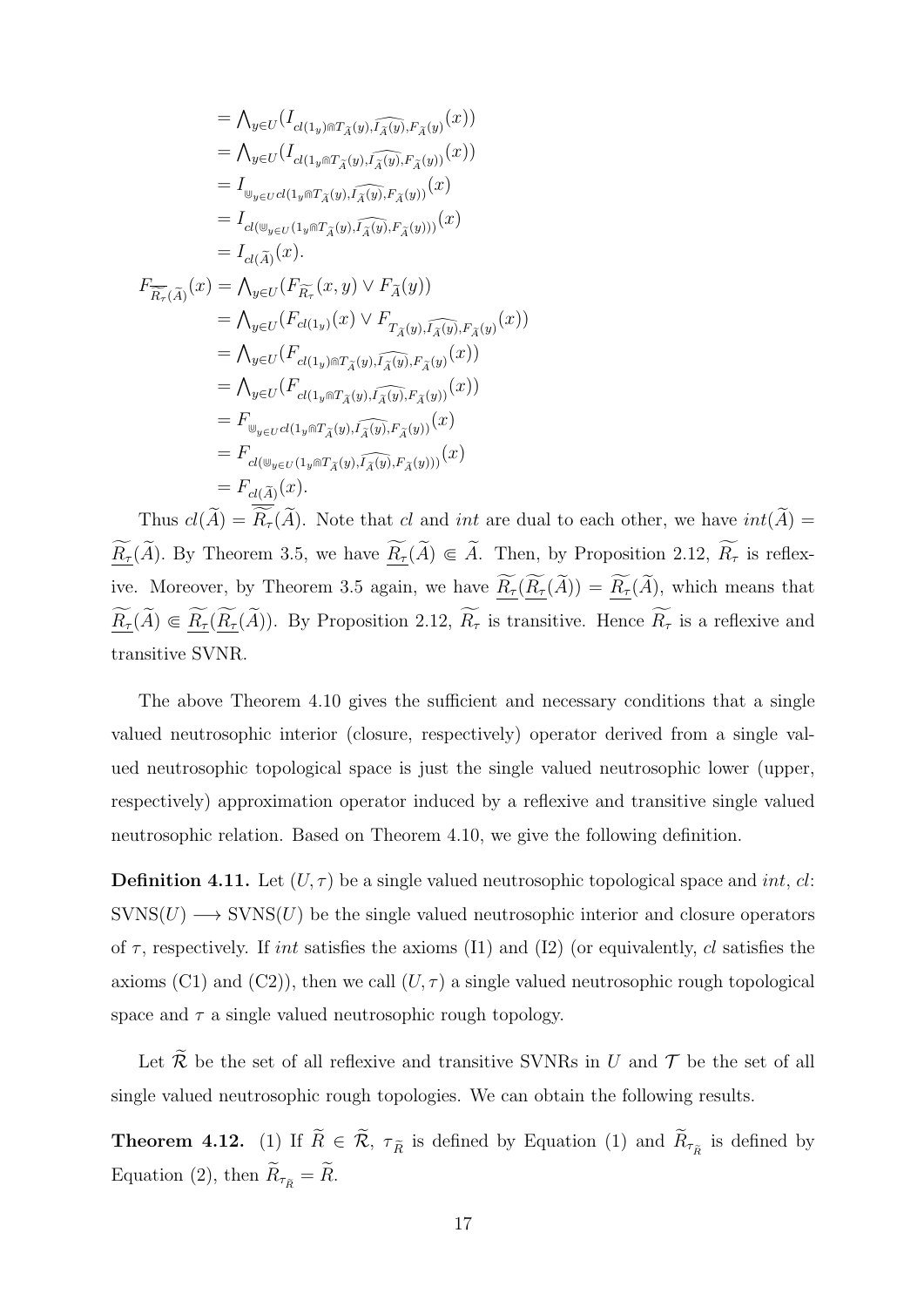$$
\begin{aligned}
&= \bigwedge_{y\in U}(I_{cl(1_y)\Cap T_{\widetilde{A}}(y),\widehat{I_{\widetilde{A}}(y)},F_{\widetilde{A}}(y)}(x)) \\
&= \bigwedge_{y\in U}(I_{cl(1_y\Cap T_{\widetilde{A}}(y),\widehat{I_{\widetilde{A}}(y)},F_{\widetilde{A}}(y))}(x)) \\
&= I_{\Cup_{y\in U} cl(1_y\Cap T_{\widetilde{A}}(y),\widehat{I_{\widetilde{A}}(y)},F_{\widetilde{A}}(y))}(x) \\
&= I_{cl(\Cup_{y\in U}(1_y\Cap T_{\widetilde{A}}(y),\widehat{I_{\widetilde{A}}(y)},F_{\widetilde{A}}(y)))}(x) \\
&= I_{cl(\widetilde{A})}(x).
\end{aligned}
$$

$$
\begin{aligned}
F_{\overline{\widetilde{R_\tau}}(\widetilde{A})}(x) &= \bigwedge_{y\in U}(F_{\widetilde{R_\tau}}(x,y)\vee F_{\widetilde{A}}(y)) \\
&= \bigwedge_{y\in U}(F_{cl(1_y)}(x)\vee F_{T_{\widetilde{A}}(y),\widehat{I_{\widetilde{A}}(y)},F_{\widetilde{A}}(y)}(x)) \\
&= \bigwedge_{y\in U}(F_{cl(1_y)\Cap T_{\widetilde{A}}(y),\widehat{I_{\widetilde{A}}(y)},F_{\widetilde{A}}(y)}(x)) \\
&= \bigwedge_{y\in U}(F_{cl(1_y\Cap T_{\widetilde{A}}(y),\widehat{I_{\widetilde{A}}(y)},F_{\widetilde{A}}(y))}(x)) \\
&= F_{\Cup_{y\in U} cl(1_y\Cap T_{\widetilde{A}}(y),\widehat{I_{\widetilde{A}}(y)},F_{\widetilde{A}}(y))}(x) \\
&= F_{cl(\Cup_{y\in U}(1_y\Cap T_{\widetilde{A}}(y),\widehat{I_{\widetilde{A}}(y)},F_{\widetilde{A}}(y)))}(x) \\
&= F_{cl(\widetilde{A})}(x).
\end{aligned}
$$

Thus $cl(\widetilde{A}) = \overline{\widetilde{R_\tau}}(\widetilde{A})$. Note that $cl$ and $int$ are dual to each other, we have $int(\widetilde{A}) = \underline{\widetilde{R_\tau}}(\widetilde{A})$. By Theorem 3.5, we have $\underline{\widetilde{R_\tau}}(\widetilde{A}) \Subset \widetilde{A}$. Then, by Proposition 2.12, $\widetilde{R_\tau}$ is reflexive. Moreover, by Theorem 3.5 again, we have $\underline{\widetilde{R_\tau}}(\underline{\widetilde{R_\tau}}(\widetilde{A})) = \underline{\widetilde{R_\tau}}(\widetilde{A})$, which means that $\underline{\widetilde{R_\tau}}(\widetilde{A}) \Subset \underline{\widetilde{R_\tau}}(\underline{\widetilde{R_\tau}}(\widetilde{A}))$. By Proposition 2.12, $\widetilde{R_\tau}$ is transitive. Hence $\widetilde{R_\tau}$ is a reflexive and transitive SVNR.

The above Theorem 4.10 gives the sufficient and necessary conditions that a single valued neutrosophic interior (closure, respectively) operator derived from a single valued neutrosophic topological space is just the single valued neutrosophic lower (upper, respectively) approximation operator induced by a reflexive and transitive single valued neutrosophic relation. Based on Theorem 4.10, we give the following definition.

**Definition 4.11.** Let $(U,\tau)$ be a single valued neutrosophic topological space and $int$, $cl$: $\mathrm{SVNS}(U) \longrightarrow \mathrm{SVNS}(U)$ be the single valued neutrosophic interior and closure operators of $\tau$, respectively. If $int$ satisfies the axioms (I1) and (I2) (or equivalently, $cl$ satisfies the axioms (C1) and (C2)), then we call $(U,\tau)$ a single valued neutrosophic rough topological space and $\tau$ a single valued neutrosophic rough topology.

Let $\widetilde{\mathcal{R}}$ be the set of all reflexive and transitive SVNRs in $U$ and $\mathcal{T}$ be the set of all single valued neutrosophic rough topologies. We can obtain the following results.

**Theorem 4.12.** (1) If $\widetilde{R} \in \widetilde{\mathcal{R}}$, $\tau_{\widetilde{R}}$ is defined by Equation (1) and $\widetilde{R}_{\tau_{\widetilde{R}}}$ is defined by Equation (2), then $\widetilde{R}_{\tau_{\widetilde{R}}} = \widetilde{R}$.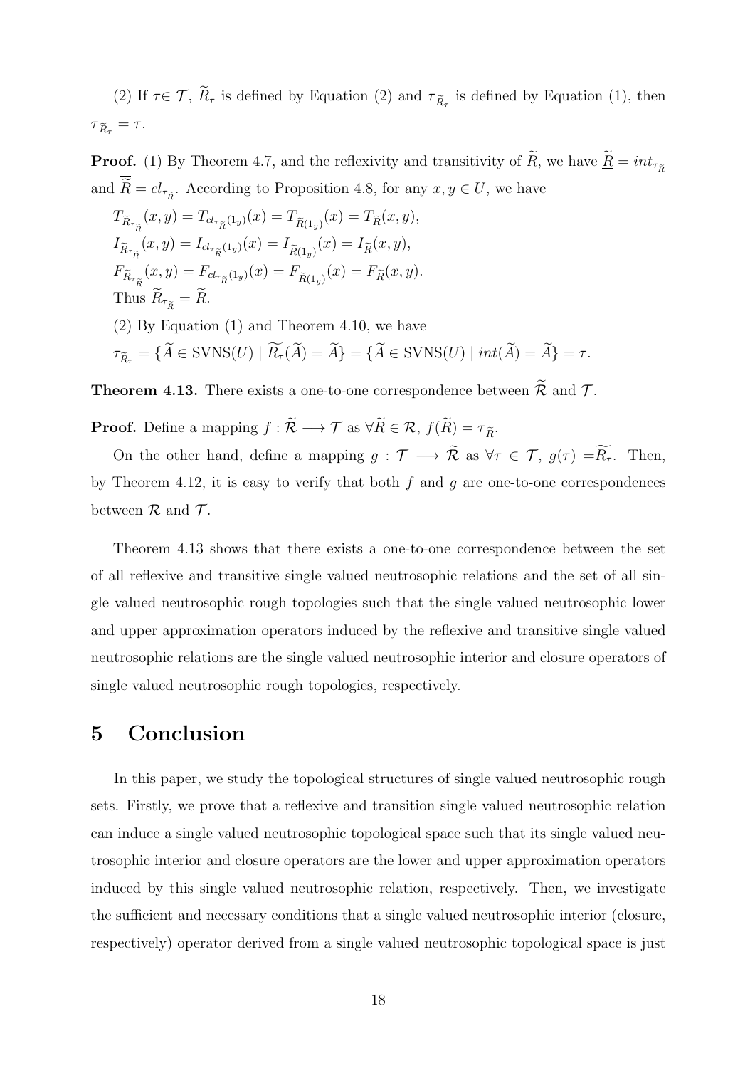(2) If $\tau \in \mathcal{T}$, $\widetilde{R}_\tau$ is defined by Equation (2) and $\tau_{\widetilde{R}_\tau}$ is defined by Equation (1), then $\tau_{\widetilde{R}_\tau} = \tau$.

**Proof.** (1) By Theorem 4.7, and the reflexivity and transitivity of $\widetilde{R}$, we have $\underline{\widetilde{R}} = int_{\tau_{\widetilde{R}}}$ and $\overline{\widetilde{R}} = cl_{\tau_{\widetilde{R}}}$. According to Proposition 4.8, for any $x, y \in U$, we have

$T_{\widetilde{R}_{\tau_{\widetilde{R}}}}(x, y) = T_{cl_{\tau_{\widetilde{R}}}(1_y)}(x) = T_{\overline{\widetilde{R}}(1_y)}(x) = T_{\widetilde{R}}(x, y)$,

$I_{\widetilde{R}_{\tau_{\widetilde{R}}}}(x, y) = I_{cl_{\tau_{\widetilde{R}}}(1_y)}(x) = I_{\overline{\widetilde{R}}(1_y)}(x) = I_{\widetilde{R}}(x, y)$,

$F_{\widetilde{R}_{\tau_{\widetilde{R}}}}(x, y) = F_{cl_{\tau_{\widetilde{R}}}(1_y)}(x) = F_{\overline{\widetilde{R}}(1_y)}(x) = F_{\widetilde{R}}(x, y)$.

Thus $\widetilde{R}_{\tau_{\widetilde{R}}} = \widetilde{R}$.

(2) By Equation (1) and Theorem 4.10, we have

$\tau_{\widetilde{R}_\tau} = \{\widetilde{A} \in \text{SVNS}(U) \mid \underline{\widetilde{R}_\tau}(\widetilde{A}) = \widetilde{A}\} = \{\widetilde{A} \in \text{SVNS}(U) \mid int(\widetilde{A}) = \widetilde{A}\} = \tau$.

**Theorem 4.13.** There exists a one-to-one correspondence between $\widetilde{\mathcal{R}}$ and $\mathcal{T}$.

**Proof.** Define a mapping $f : \widetilde{\mathcal{R}} \longrightarrow \mathcal{T}$ as $\forall \widetilde{R} \in \mathcal{R}$, $f(\widetilde{R}) = \tau_{\widetilde{R}}$.

On the other hand, define a mapping $g : \mathcal{T} \longrightarrow \widetilde{\mathcal{R}}$ as $\forall \tau \in \mathcal{T}$, $g(\tau) = \widetilde{R_\tau}$. Then, by Theorem 4.12, it is easy to verify that both $f$ and $g$ are one-to-one correspondences between $\mathcal{R}$ and $\mathcal{T}$.

Theorem 4.13 shows that there exists a one-to-one correspondence between the set of all reflexive and transitive single valued neutrosophic relations and the set of all single valued neutrosophic rough topologies such that the single valued neutrosophic lower and upper approximation operators induced by the reflexive and transitive single valued neutrosophic relations are the single valued neutrosophic interior and closure operators of single valued neutrosophic rough topologies, respectively.

# 5 Conclusion

In this paper, we study the topological structures of single valued neutrosophic rough sets. Firstly, we prove that a reflexive and transition single valued neutrosophic relation can induce a single valued neutrosophic topological space such that its single valued neutrosophic interior and closure operators are the lower and upper approximation operators induced by this single valued neutrosophic relation, respectively. Then, we investigate the sufficient and necessary conditions that a single valued neutrosophic interior (closure, respectively) operator derived from a single valued neutrosophic topological space is just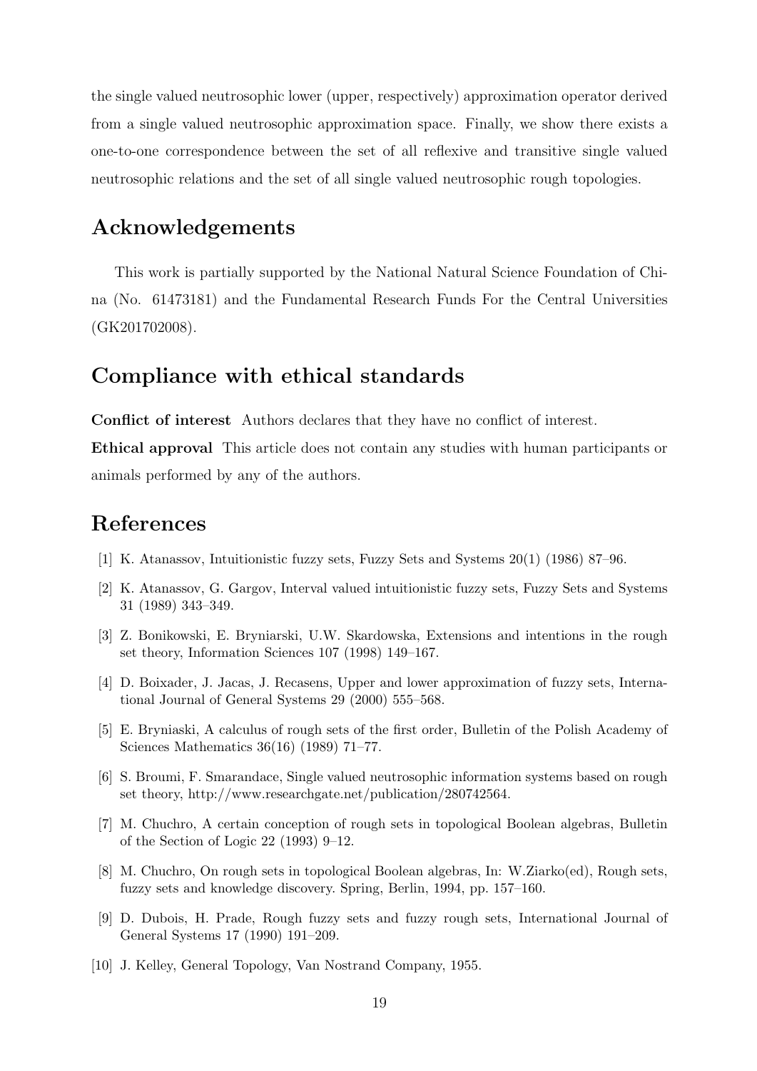the single valued neutrosophic lower (upper, respectively) approximation operator derived from a single valued neutrosophic approximation space. Finally, we show there exists a one-to-one correspondence between the set of all reflexive and transitive single valued neutrosophic relations and the set of all single valued neutrosophic rough topologies.

## Acknowledgements

This work is partially supported by the National Natural Science Foundation of China (No. 61473181) and the Fundamental Research Funds For the Central Universities (GK201702008).

## Compliance with ethical standards

**Conflict of interest** Authors declares that they have no conflict of interest.

**Ethical approval** This article does not contain any studies with human participants or animals performed by any of the authors.

## References

[1] K. Atanassov, Intuitionistic fuzzy sets, Fuzzy Sets and Systems 20(1) (1986) 87–96.

[2] K. Atanassov, G. Gargov, Interval valued intuitionistic fuzzy sets, Fuzzy Sets and Systems 31 (1989) 343–349.

[3] Z. Bonikowski, E. Bryniarski, U.W. Skardowska, Extensions and intentions in the rough set theory, Information Sciences 107 (1998) 149–167.

[4] D. Boixader, J. Jacas, J. Recasens, Upper and lower approximation of fuzzy sets, International Journal of General Systems 29 (2000) 555–568.

[5] E. Bryniaski, A calculus of rough sets of the first order, Bulletin of the Polish Academy of Sciences Mathematics 36(16) (1989) 71–77.

[6] S. Broumi, F. Smarandace, Single valued neutrosophic information systems based on rough set theory, http://www.researchgate.net/publication/280742564.

[7] M. Chuchro, A certain conception of rough sets in topological Boolean algebras, Bulletin of the Section of Logic 22 (1993) 9–12.

[8] M. Chuchro, On rough sets in topological Boolean algebras, In: W.Ziarko(ed), Rough sets, fuzzy sets and knowledge discovery. Spring, Berlin, 1994, pp. 157–160.

[9] D. Dubois, H. Prade, Rough fuzzy sets and fuzzy rough sets, International Journal of General Systems 17 (1990) 191–209.

[10] J. Kelley, General Topology, Van Nostrand Company, 1955.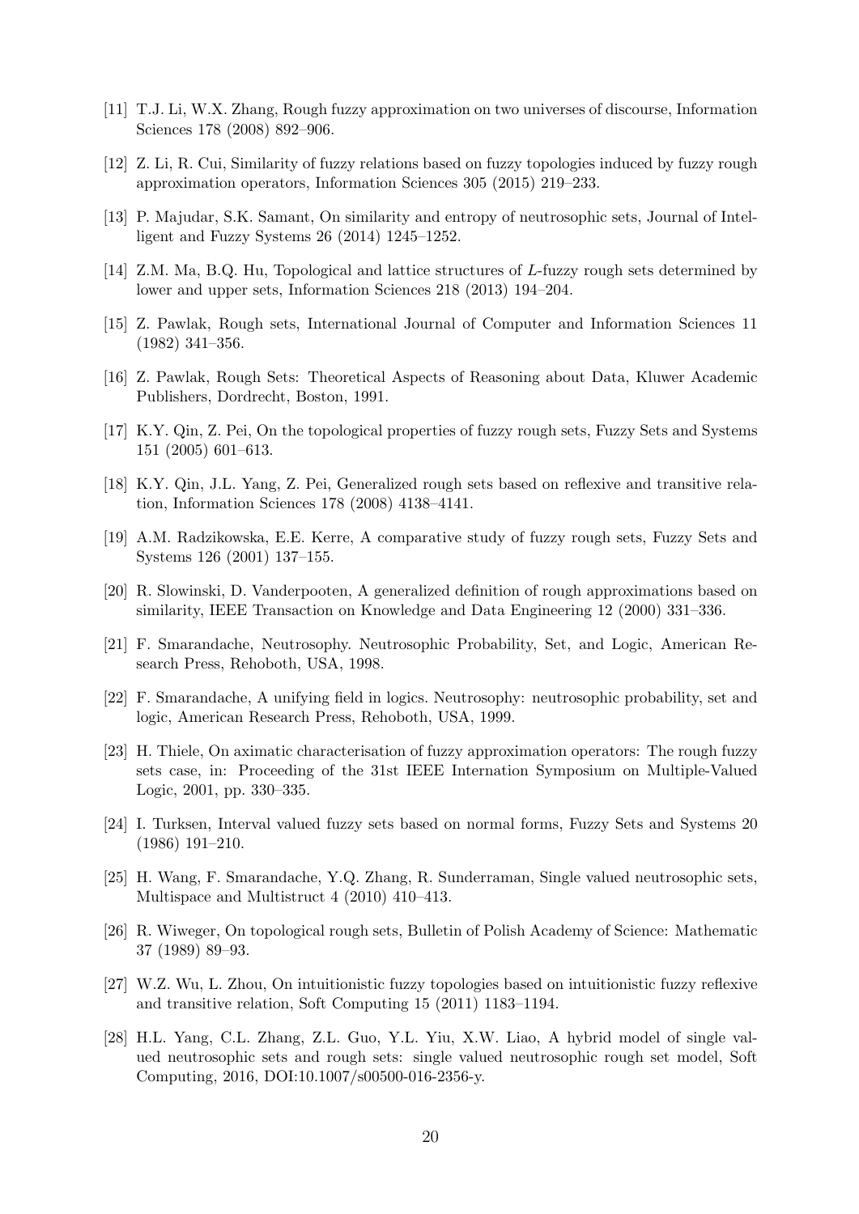[11] T.J. Li, W.X. Zhang, Rough fuzzy approximation on two universes of discourse, Information Sciences 178 (2008) 892–906.

[12] Z. Li, R. Cui, Similarity of fuzzy relations based on fuzzy topologies induced by fuzzy rough approximation operators, Information Sciences 305 (2015) 219–233.

[13] P. Majudar, S.K. Samant, On similarity and entropy of neutrosophic sets, Journal of Intelligent and Fuzzy Systems 26 (2014) 1245–1252.

[14] Z.M. Ma, B.Q. Hu, Topological and lattice structures of $L$-fuzzy rough sets determined by lower and upper sets, Information Sciences 218 (2013) 194–204.

[15] Z. Pawlak, Rough sets, International Journal of Computer and Information Sciences 11 (1982) 341–356.

[16] Z. Pawlak, Rough Sets: Theoretical Aspects of Reasoning about Data, Kluwer Academic Publishers, Dordrecht, Boston, 1991.

[17] K.Y. Qin, Z. Pei, On the topological properties of fuzzy rough sets, Fuzzy Sets and Systems 151 (2005) 601–613.

[18] K.Y. Qin, J.L. Yang, Z. Pei, Generalized rough sets based on reflexive and transitive relation, Information Sciences 178 (2008) 4138–4141.

[19] A.M. Radzikowska, E.E. Kerre, A comparative study of fuzzy rough sets, Fuzzy Sets and Systems 126 (2001) 137–155.

[20] R. Slowinski, D. Vanderpooten, A generalized definition of rough approximations based on similarity, IEEE Transaction on Knowledge and Data Engineering 12 (2000) 331–336.

[21] F. Smarandache, Neutrosophy. Neutrosophic Probability, Set, and Logic, American Research Press, Rehoboth, USA, 1998.

[22] F. Smarandache, A unifying field in logics. Neutrosophy: neutrosophic probability, set and logic, American Research Press, Rehoboth, USA, 1999.

[23] H. Thiele, On aximatic characterisation of fuzzy approximation operators: The rough fuzzy sets case, in: Proceeding of the 31st IEEE Internation Symposium on Multiple-Valued Logic, 2001, pp. 330–335.

[24] I. Turksen, Interval valued fuzzy sets based on normal forms, Fuzzy Sets and Systems 20 (1986) 191–210.

[25] H. Wang, F. Smarandache, Y.Q. Zhang, R. Sunderraman, Single valued neutrosophic sets, Multispace and Multistruct 4 (2010) 410–413.

[26] R. Wiweger, On topological rough sets, Bulletin of Polish Academy of Science: Mathematic 37 (1989) 89–93.

[27] W.Z. Wu, L. Zhou, On intuitionistic fuzzy topologies based on intuitionistic fuzzy reflexive and transitive relation, Soft Computing 15 (2011) 1183–1194.

[28] H.L. Yang, C.L. Zhang, Z.L. Guo, Y.L. Yiu, X.W. Liao, A hybrid model of single valued neutrosophic sets and rough sets: single valued neutrosophic rough set model, Soft Computing, 2016, DOI:10.1007/s00500-016-2356-y.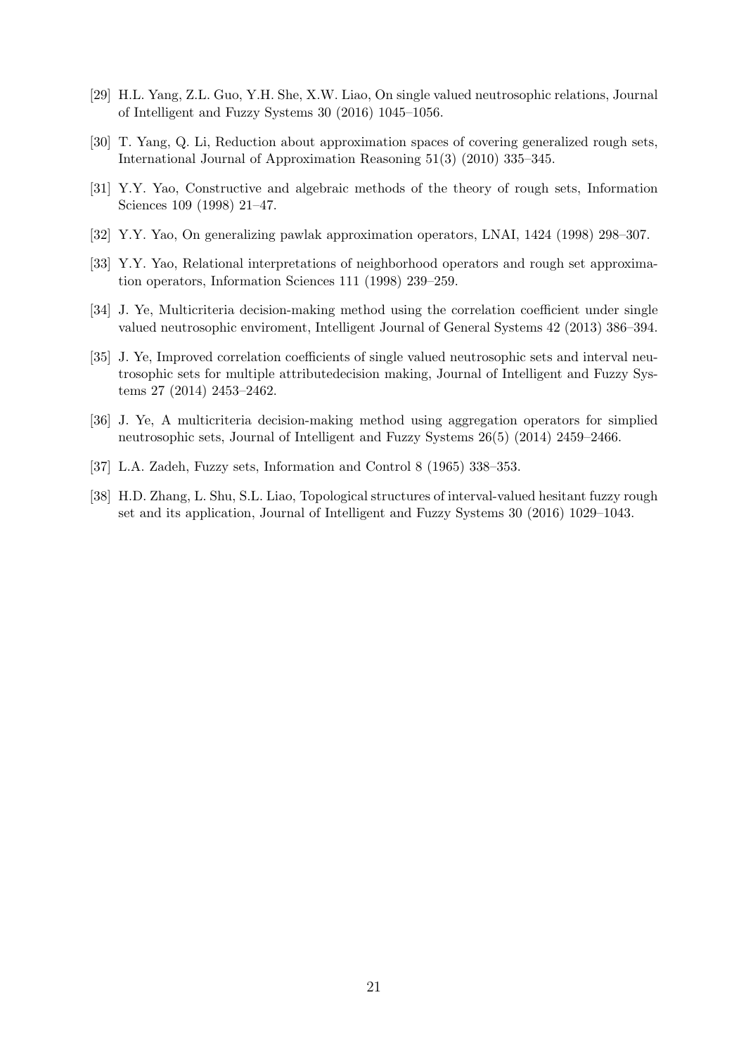[29] H.L. Yang, Z.L. Guo, Y.H. She, X.W. Liao, On single valued neutrosophic relations, Journal of Intelligent and Fuzzy Systems 30 (2016) 1045–1056.

[30] T. Yang, Q. Li, Reduction about approximation spaces of covering generalized rough sets, International Journal of Approximation Reasoning 51(3) (2010) 335–345.

[31] Y.Y. Yao, Constructive and algebraic methods of the theory of rough sets, Information Sciences 109 (1998) 21–47.

[32] Y.Y. Yao, On generalizing pawlak approximation operators, LNAI, 1424 (1998) 298–307.

[33] Y.Y. Yao, Relational interpretations of neighborhood operators and rough set approximation operators, Information Sciences 111 (1998) 239–259.

[34] J. Ye, Multicriteria decision-making method using the correlation coefficient under single valued neutrosophic enviroment, Intelligent Journal of General Systems 42 (2013) 386–394.

[35] J. Ye, Improved correlation coefficients of single valued neutrosophic sets and interval neutrosophic sets for multiple attributedecision making, Journal of Intelligent and Fuzzy Systems 27 (2014) 2453–2462.

[36] J. Ye, A multicriteria decision-making method using aggregation operators for simplied neutrosophic sets, Journal of Intelligent and Fuzzy Systems 26(5) (2014) 2459–2466.

[37] L.A. Zadeh, Fuzzy sets, Information and Control 8 (1965) 338–353.

[38] H.D. Zhang, L. Shu, S.L. Liao, Topological structures of interval-valued hesitant fuzzy rough set and its application, Journal of Intelligent and Fuzzy Systems 30 (2016) 1029–1043.